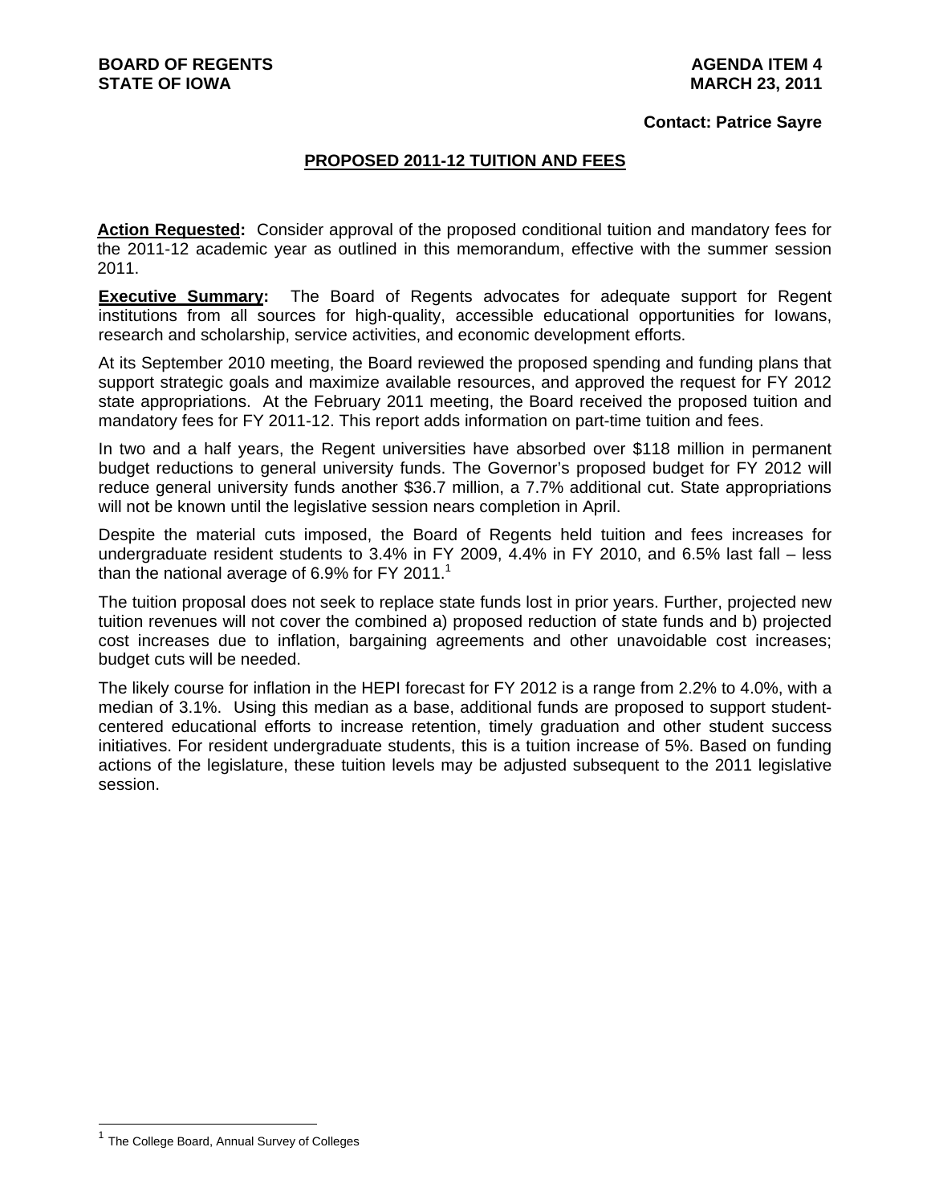**BOARD OF REGENTS**
**STATE OF IOWA**

**AGENDA ITEM 4**
**MARCH 23, 2011**

**Contact: Patrice Sayre**

## PROPOSED 2011-12 TUITION AND FEES

**Action Requested:** Consider approval of the proposed conditional tuition and mandatory fees for the 2011-12 academic year as outlined in this memorandum, effective with the summer session 2011.

**Executive Summary:** The Board of Regents advocates for adequate support for Regent institutions from all sources for high-quality, accessible educational opportunities for Iowans, research and scholarship, service activities, and economic development efforts.

At its September 2010 meeting, the Board reviewed the proposed spending and funding plans that support strategic goals and maximize available resources, and approved the request for FY 2012 state appropriations. At the February 2011 meeting, the Board received the proposed tuition and mandatory fees for FY 2011-12. This report adds information on part-time tuition and fees.

In two and a half years, the Regent universities have absorbed over $118 million in permanent budget reductions to general university funds. The Governor's proposed budget for FY 2012 will reduce general university funds another $36.7 million, a 7.7% additional cut. State appropriations will not be known until the legislative session nears completion in April.

Despite the material cuts imposed, the Board of Regents held tuition and fees increases for undergraduate resident students to 3.4% in FY 2009, 4.4% in FY 2010, and 6.5% last fall – less than the national average of 6.9% for FY 2011.[1]

The tuition proposal does not seek to replace state funds lost in prior years. Further, projected new tuition revenues will not cover the combined a) proposed reduction of state funds and b) projected cost increases due to inflation, bargaining agreements and other unavoidable cost increases; budget cuts will be needed.

The likely course for inflation in the HEPI forecast for FY 2012 is a range from 2.2% to 4.0%, with a median of 3.1%. Using this median as a base, additional funds are proposed to support student-centered educational efforts to increase retention, timely graduation and other student success initiatives. For resident undergraduate students, this is a tuition increase of 5%. Based on funding actions of the legislature, these tuition levels may be adjusted subsequent to the 2011 legislative session.

---

[1] The College Board, Annual Survey of Colleges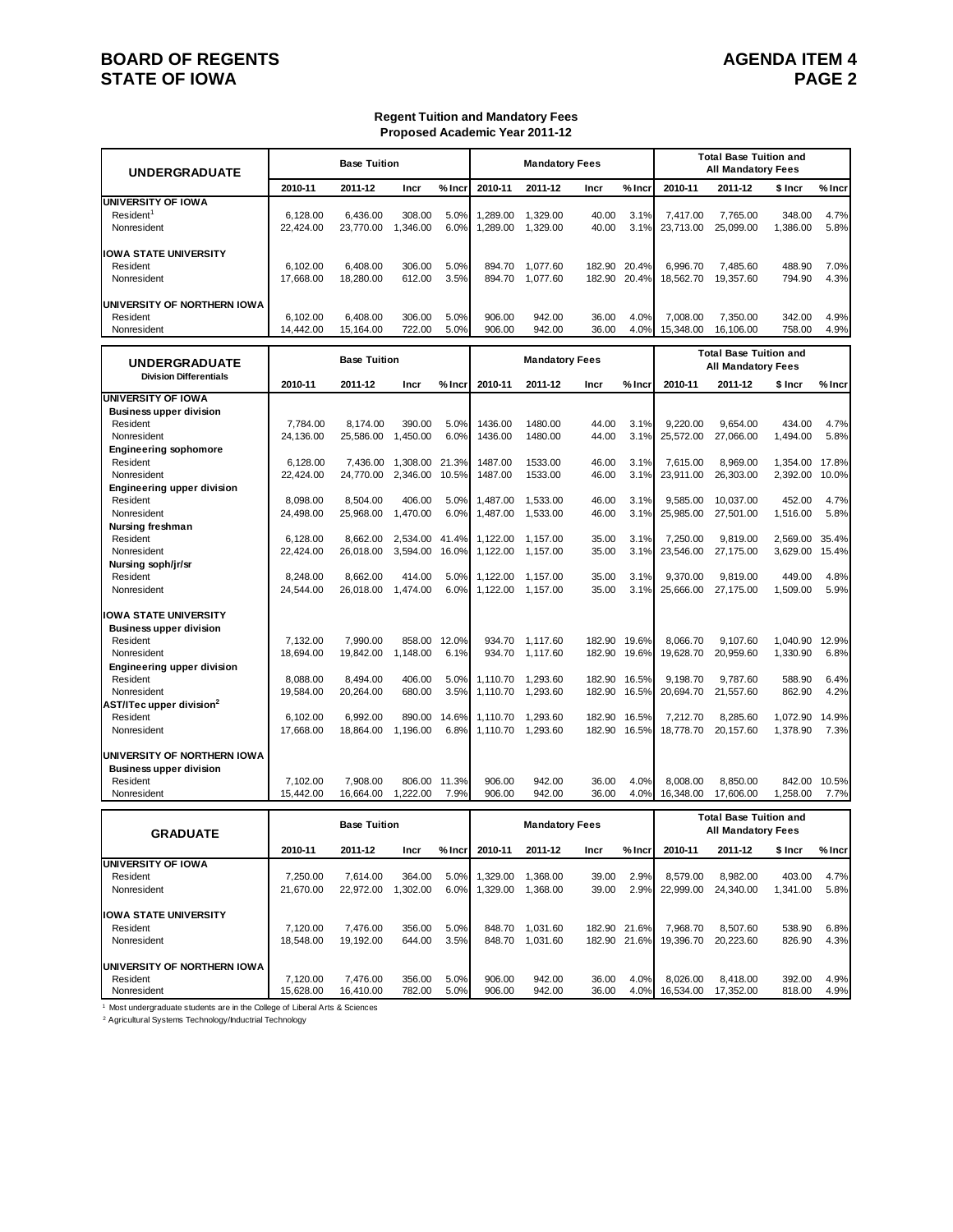**Regent Tuition and Mandatory Fees**
**Proposed Academic Year 2011-12**

| UNDERGRADUATE | Base Tuition | | | | Mandatory Fees | | | | Total Base Tuition and All Mandatory Fees | | | |
|---|---|---|---|---|---|---|---|---|---|---|---|---|
| | 2010-11 | 2011-12 | Incr | % Incr | 2010-11 | 2011-12 | Incr | % Incr | 2010-11 | 2011-12 | $ Incr | % Incr |
| **UNIVERSITY OF IOWA** | | | | | | | | | | | | |
| Resident[1] | 6,128.00 | 6,436.00 | 308.00 | 5.0% | 1,289.00 | 1,329.00 | 40.00 | 3.1% | 7,417.00 | 7,765.00 | 348.00 | 4.7% |
| Nonresident | 22,424.00 | 23,770.00 | 1,346.00 | 6.0% | 1,289.00 | 1,329.00 | 40.00 | 3.1% | 23,713.00 | 25,099.00 | 1,386.00 | 5.8% |
| **IOWA STATE UNIVERSITY** | | | | | | | | | | | | |
| Resident | 6,102.00 | 6,408.00 | 306.00 | 5.0% | 894.70 | 1,077.60 | 182.90 | 20.4% | 6,996.70 | 7,485.60 | 488.90 | 7.0% |
| Nonresident | 17,668.00 | 18,280.00 | 612.00 | 3.5% | 894.70 | 1,077.60 | 182.90 | 20.4% | 18,562.70 | 19,357.60 | 794.90 | 4.3% |
| **UNIVERSITY OF NORTHERN IOWA** | | | | | | | | | | | | |
| Resident | 6,102.00 | 6,408.00 | 306.00 | 5.0% | 906.00 | 942.00 | 36.00 | 4.0% | 7,008.00 | 7,350.00 | 342.00 | 4.9% |
| Nonresident | 14,442.00 | 15,164.00 | 722.00 | 5.0% | 906.00 | 942.00 | 36.00 | 4.0% | 15,348.00 | 16,106.00 | 758.00 | 4.9% |

| UNDERGRADUATE Division Differentials | Base Tuition | | | | Mandatory Fees | | | | Total Base Tuition and All Mandatory Fees | | | |
|---|---|---|---|---|---|---|---|---|---|---|---|---|
| | 2010-11 | 2011-12 | Incr | % Incr | 2010-11 | 2011-12 | Incr | % Incr | 2010-11 | 2011-12 | $ Incr | % Incr |
| **UNIVERSITY OF IOWA** | | | | | | | | | | | | |
| **Business upper division** | | | | | | | | | | | | |
| Resident | 7,784.00 | 8,174.00 | 390.00 | 5.0% | 1436.00 | 1480.00 | 44.00 | 3.1% | 9,220.00 | 9,654.00 | 434.00 | 4.7% |
| Nonresident | 24,136.00 | 25,586.00 | 1,450.00 | 6.0% | 1436.00 | 1480.00 | 44.00 | 3.1% | 25,572.00 | 27,066.00 | 1,494.00 | 5.8% |
| **Engineering sophomore** | | | | | | | | | | | | |
| Resident | 6,128.00 | 7,436.00 | 1,308.00 | 21.3% | 1487.00 | 1533.00 | 46.00 | 3.1% | 7,615.00 | 8,969.00 | 1,354.00 | 17.8% |
| Nonresident | 22,424.00 | 24,770.00 | 2,346.00 | 10.5% | 1487.00 | 1533.00 | 46.00 | 3.1% | 23,911.00 | 26,303.00 | 2,392.00 | 10.0% |
| **Engineering upper division** | | | | | | | | | | | | |
| Resident | 8,098.00 | 8,504.00 | 406.00 | 5.0% | 1,487.00 | 1,533.00 | 46.00 | 3.1% | 9,585.00 | 10,037.00 | 452.00 | 4.7% |
| Nonresident | 24,498.00 | 25,968.00 | 1,470.00 | 6.0% | 1,487.00 | 1,533.00 | 46.00 | 3.1% | 25,985.00 | 27,501.00 | 1,516.00 | 5.8% |
| **Nursing freshman** | | | | | | | | | | | | |
| Resident | 6,128.00 | 8,662.00 | 2,534.00 | 41.4% | 1,122.00 | 1,157.00 | 35.00 | 3.1% | 7,250.00 | 9,819.00 | 2,569.00 | 35.4% |
| Nonresident | 22,424.00 | 26,018.00 | 3,594.00 | 16.0% | 1,122.00 | 1,157.00 | 35.00 | 3.1% | 23,546.00 | 27,175.00 | 3,629.00 | 15.4% |
| **Nursing soph/jr/sr** | | | | | | | | | | | | |
| Resident | 8,248.00 | 8,662.00 | 414.00 | 5.0% | 1,122.00 | 1,157.00 | 35.00 | 3.1% | 9,370.00 | 9,819.00 | 449.00 | 4.8% |
| Nonresident | 24,544.00 | 26,018.00 | 1,474.00 | 6.0% | 1,122.00 | 1,157.00 | 35.00 | 3.1% | 25,666.00 | 27,175.00 | 1,509.00 | 5.9% |
| **IOWA STATE UNIVERSITY** | | | | | | | | | | | | |
| **Business upper division** | | | | | | | | | | | | |
| Resident | 7,132.00 | 7,990.00 | 858.00 | 12.0% | 934.70 | 1,117.60 | 182.90 | 19.6% | 8,066.70 | 9,107.60 | 1,040.90 | 12.9% |
| Nonresident | 18,694.00 | 19,842.00 | 1,148.00 | 6.1% | 934.70 | 1,117.60 | 182.90 | 19.6% | 19,628.70 | 20,959.60 | 1,330.90 | 6.8% |
| **Engineering upper division** | | | | | | | | | | | | |
| Resident | 8,088.00 | 8,494.00 | 406.00 | 5.0% | 1,110.70 | 1,293.60 | 182.90 | 16.5% | 9,198.70 | 9,787.60 | 588.90 | 6.4% |
| Nonresident | 19,584.00 | 20,264.00 | 680.00 | 3.5% | 1,110.70 | 1,293.60 | 182.90 | 16.5% | 20,694.70 | 21,557.60 | 862.90 | 4.2% |
| **AST/ITec upper division[2]** | | | | | | | | | | | | |
| Resident | 6,102.00 | 6,992.00 | 890.00 | 14.6% | 1,110.70 | 1,293.60 | 182.90 | 16.5% | 7,212.70 | 8,285.60 | 1,072.90 | 14.9% |
| Nonresident | 17,668.00 | 18,864.00 | 1,196.00 | 6.8% | 1,110.70 | 1,293.60 | 182.90 | 16.5% | 18,778.70 | 20,157.60 | 1,378.90 | 7.3% |
| **UNIVERSITY OF NORTHERN IOWA** | | | | | | | | | | | | |
| **Business upper division** | | | | | | | | | | | | |
| Resident | 7,102.00 | 7,908.00 | 806.00 | 11.3% | 906.00 | 942.00 | 36.00 | 4.0% | 8,008.00 | 8,850.00 | 842.00 | 10.5% |
| Nonresident | 15,442.00 | 16,664.00 | 1,222.00 | 7.9% | 906.00 | 942.00 | 36.00 | 4.0% | 16,348.00 | 17,606.00 | 1,258.00 | 7.7% |

| GRADUATE | Base Tuition | | | | Mandatory Fees | | | | Total Base Tuition and All Mandatory Fees | | | |
|---|---|---|---|---|---|---|---|---|---|---|---|---|
| | 2010-11 | 2011-12 | Incr | % Incr | 2010-11 | 2011-12 | Incr | % Incr | 2010-11 | 2011-12 | $ Incr | % Incr |
| **UNIVERSITY OF IOWA** | | | | | | | | | | | | |
| Resident | 7,250.00 | 7,614.00 | 364.00 | 5.0% | 1,329.00 | 1,368.00 | 39.00 | 2.9% | 8,579.00 | 8,982.00 | 403.00 | 4.7% |
| Nonresident | 21,670.00 | 22,972.00 | 1,302.00 | 6.0% | 1,329.00 | 1,368.00 | 39.00 | 2.9% | 22,999.00 | 24,340.00 | 1,341.00 | 5.8% |
| **IOWA STATE UNIVERSITY** | | | | | | | | | | | | |
| Resident | 7,120.00 | 7,476.00 | 356.00 | 5.0% | 848.70 | 1,031.60 | 182.90 | 21.6% | 7,968.70 | 8,507.60 | 538.90 | 6.8% |
| Nonresident | 18,548.00 | 19,192.00 | 644.00 | 3.5% | 848.70 | 1,031.60 | 182.90 | 21.6% | 19,396.70 | 20,223.60 | 826.90 | 4.3% |
| **UNIVERSITY OF NORTHERN IOWA** | | | | | | | | | | | | |
| Resident | 7,120.00 | 7,476.00 | 356.00 | 5.0% | 906.00 | 942.00 | 36.00 | 4.0% | 8,026.00 | 8,418.00 | 392.00 | 4.9% |
| Nonresident | 15,628.00 | 16,410.00 | 782.00 | 5.0% | 906.00 | 942.00 | 36.00 | 4.0% | 16,534.00 | 17,352.00 | 818.00 | 4.9% |

[1] Most undergraduate students are in the College of Liberal Arts & Sciences

[2] Agricultural Systems Technology/Inductrial Technology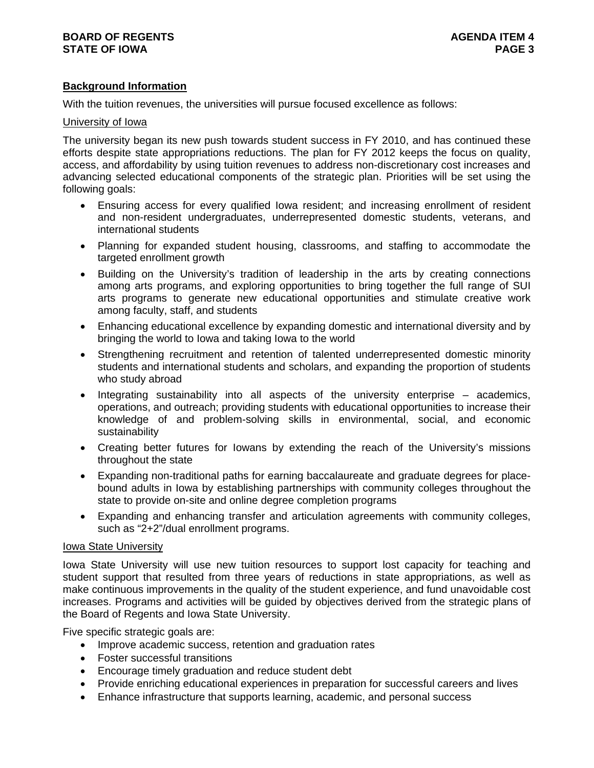**Background Information**

With the tuition revenues, the universities will pursue focused excellence as follows:

University of Iowa

The university began its new push towards student success in FY 2010, and has continued these efforts despite state appropriations reductions. The plan for FY 2012 keeps the focus on quality, access, and affordability by using tuition revenues to address non-discretionary cost increases and advancing selected educational components of the strategic plan. Priorities will be set using the following goals:

- Ensuring access for every qualified Iowa resident; and increasing enrollment of resident and non-resident undergraduates, underrepresented domestic students, veterans, and international students
- Planning for expanded student housing, classrooms, and staffing to accommodate the targeted enrollment growth
- Building on the University's tradition of leadership in the arts by creating connections among arts programs, and exploring opportunities to bring together the full range of SUI arts programs to generate new educational opportunities and stimulate creative work among faculty, staff, and students
- Enhancing educational excellence by expanding domestic and international diversity and by bringing the world to Iowa and taking Iowa to the world
- Strengthening recruitment and retention of talented underrepresented domestic minority students and international students and scholars, and expanding the proportion of students who study abroad
- Integrating sustainability into all aspects of the university enterprise – academics, operations, and outreach; providing students with educational opportunities to increase their knowledge of and problem-solving skills in environmental, social, and economic sustainability
- Creating better futures for Iowans by extending the reach of the University's missions throughout the state
- Expanding non-traditional paths for earning baccalaureate and graduate degrees for place-bound adults in Iowa by establishing partnerships with community colleges throughout the state to provide on-site and online degree completion programs
- Expanding and enhancing transfer and articulation agreements with community colleges, such as "2+2"/dual enrollment programs.

Iowa State University

Iowa State University will use new tuition resources to support lost capacity for teaching and student support that resulted from three years of reductions in state appropriations, as well as make continuous improvements in the quality of the student experience, and fund unavoidable cost increases. Programs and activities will be guided by objectives derived from the strategic plans of the Board of Regents and Iowa State University.

Five specific strategic goals are:

- Improve academic success, retention and graduation rates
- Foster successful transitions
- Encourage timely graduation and reduce student debt
- Provide enriching educational experiences in preparation for successful careers and lives
- Enhance infrastructure that supports learning, academic, and personal success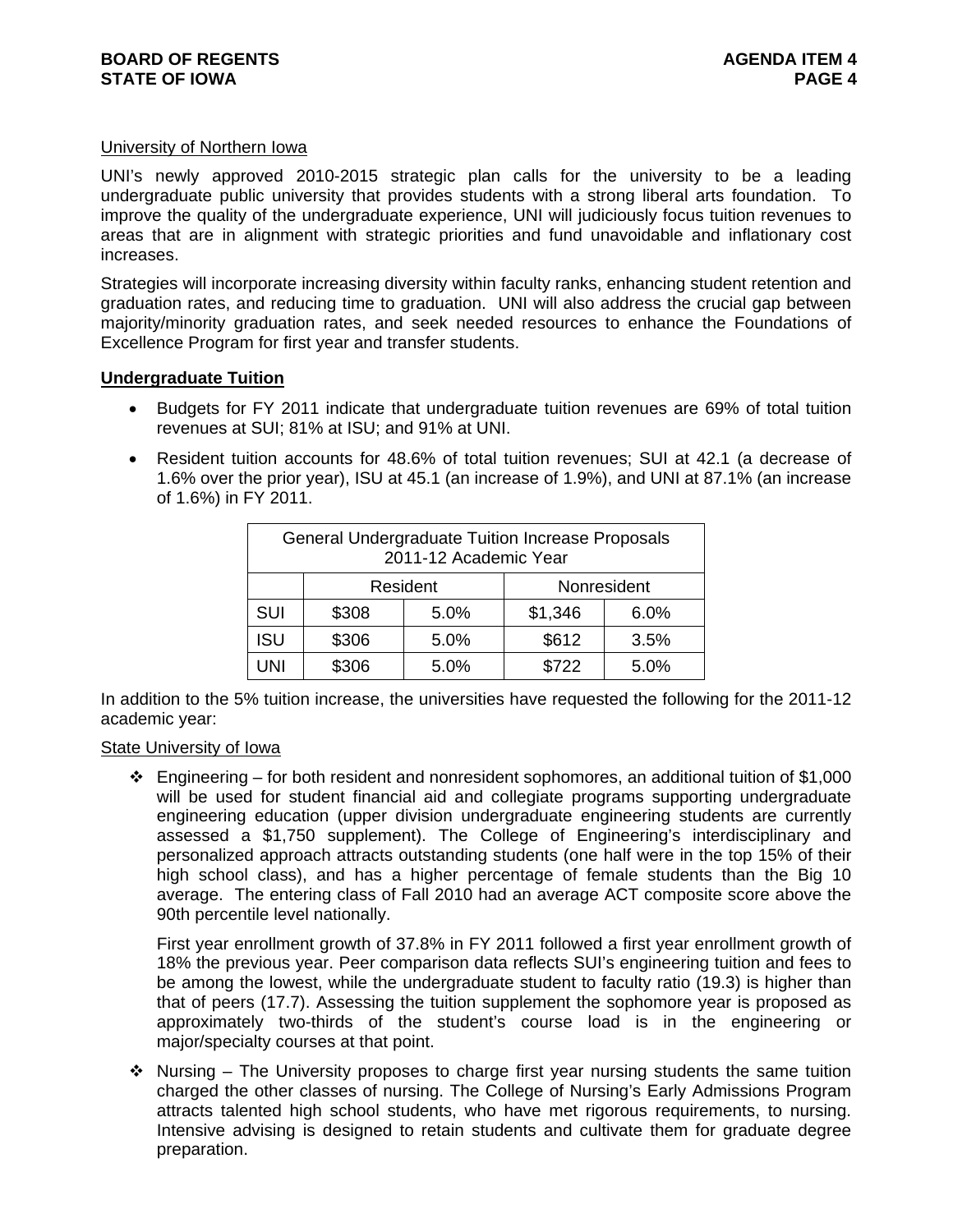University of Northern Iowa

UNI's newly approved 2010-2015 strategic plan calls for the university to be a leading undergraduate public university that provides students with a strong liberal arts foundation. To improve the quality of the undergraduate experience, UNI will judiciously focus tuition revenues to areas that are in alignment with strategic priorities and fund unavoidable and inflationary cost increases.

Strategies will incorporate increasing diversity within faculty ranks, enhancing student retention and graduation rates, and reducing time to graduation. UNI will also address the crucial gap between majority/minority graduation rates, and seek needed resources to enhance the Foundations of Excellence Program for first year and transfer students.

**Undergraduate Tuition**

- Budgets for FY 2011 indicate that undergraduate tuition revenues are 69% of total tuition revenues at SUI; 81% at ISU; and 91% at UNI.
- Resident tuition accounts for 48.6% of total tuition revenues; SUI at 42.1 (a decrease of 1.6% over the prior year), ISU at 45.1 (an increase of 1.9%), and UNI at 87.1% (an increase of 1.6%) in FY 2011.

| General Undergraduate Tuition Increase Proposals 2011-12 Academic Year | | | | |
|---|---|---|---|---|
| | Resident | | Nonresident | |
| SUI | $308 | 5.0% | $1,346 | 6.0% |
| ISU | $306 | 5.0% | $612 | 3.5% |
| UNI | $306 | 5.0% | $722 | 5.0% |

In addition to the 5% tuition increase, the universities have requested the following for the 2011-12 academic year:

State University of Iowa

- Engineering – for both resident and nonresident sophomores, an additional tuition of $1,000 will be used for student financial aid and collegiate programs supporting undergraduate engineering education (upper division undergraduate engineering students are currently assessed a $1,750 supplement). The College of Engineering's interdisciplinary and personalized approach attracts outstanding students (one half were in the top 15% of their high school class), and has a higher percentage of female students than the Big 10 average. The entering class of Fall 2010 had an average ACT composite score above the 90th percentile level nationally.

  First year enrollment growth of 37.8% in FY 2011 followed a first year enrollment growth of 18% the previous year. Peer comparison data reflects SUI's engineering tuition and fees to be among the lowest, while the undergraduate student to faculty ratio (19.3) is higher than that of peers (17.7). Assessing the tuition supplement the sophomore year is proposed as approximately two-thirds of the student's course load is in the engineering or major/specialty courses at that point.

- Nursing – The University proposes to charge first year nursing students the same tuition charged the other classes of nursing. The College of Nursing's Early Admissions Program attracts talented high school students, who have met rigorous requirements, to nursing. Intensive advising is designed to retain students and cultivate them for graduate degree preparation.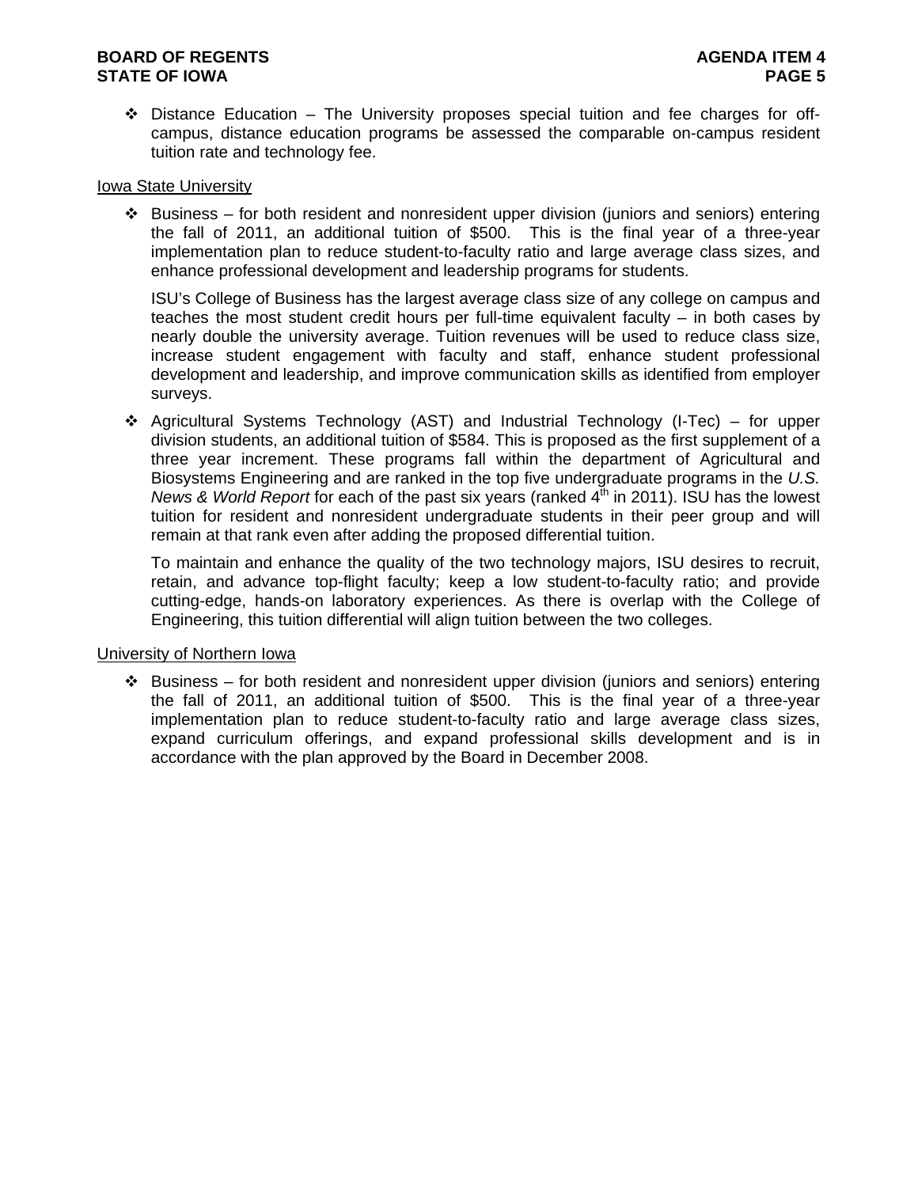- Distance Education – The University proposes special tuition and fee charges for off-campus, distance education programs be assessed the comparable on-campus resident tuition rate and technology fee.

<u>Iowa State University</u>

- Business – for both resident and nonresident upper division (juniors and seniors) entering the fall of 2011, an additional tuition of $500. This is the final year of a three-year implementation plan to reduce student-to-faculty ratio and large average class sizes, and enhance professional development and leadership programs for students.

  ISU's College of Business has the largest average class size of any college on campus and teaches the most student credit hours per full-time equivalent faculty – in both cases by nearly double the university average. Tuition revenues will be used to reduce class size, increase student engagement with faculty and staff, enhance student professional development and leadership, and improve communication skills as identified from employer surveys.

- Agricultural Systems Technology (AST) and Industrial Technology (I-Tec) – for upper division students, an additional tuition of $584. This is proposed as the first supplement of a three year increment. These programs fall within the department of Agricultural and Biosystems Engineering and are ranked in the top five undergraduate programs in the *U.S. News & World Report* for each of the past six years (ranked 4th in 2011). ISU has the lowest tuition for resident and nonresident undergraduate students in their peer group and will remain at that rank even after adding the proposed differential tuition.

  To maintain and enhance the quality of the two technology majors, ISU desires to recruit, retain, and advance top-flight faculty; keep a low student-to-faculty ratio; and provide cutting-edge, hands-on laboratory experiences. As there is overlap with the College of Engineering, this tuition differential will align tuition between the two colleges.

<u>University of Northern Iowa</u>

- Business – for both resident and nonresident upper division (juniors and seniors) entering the fall of 2011, an additional tuition of $500. This is the final year of a three-year implementation plan to reduce student-to-faculty ratio and large average class sizes, expand curriculum offerings, and expand professional skills development and is in accordance with the plan approved by the Board in December 2008.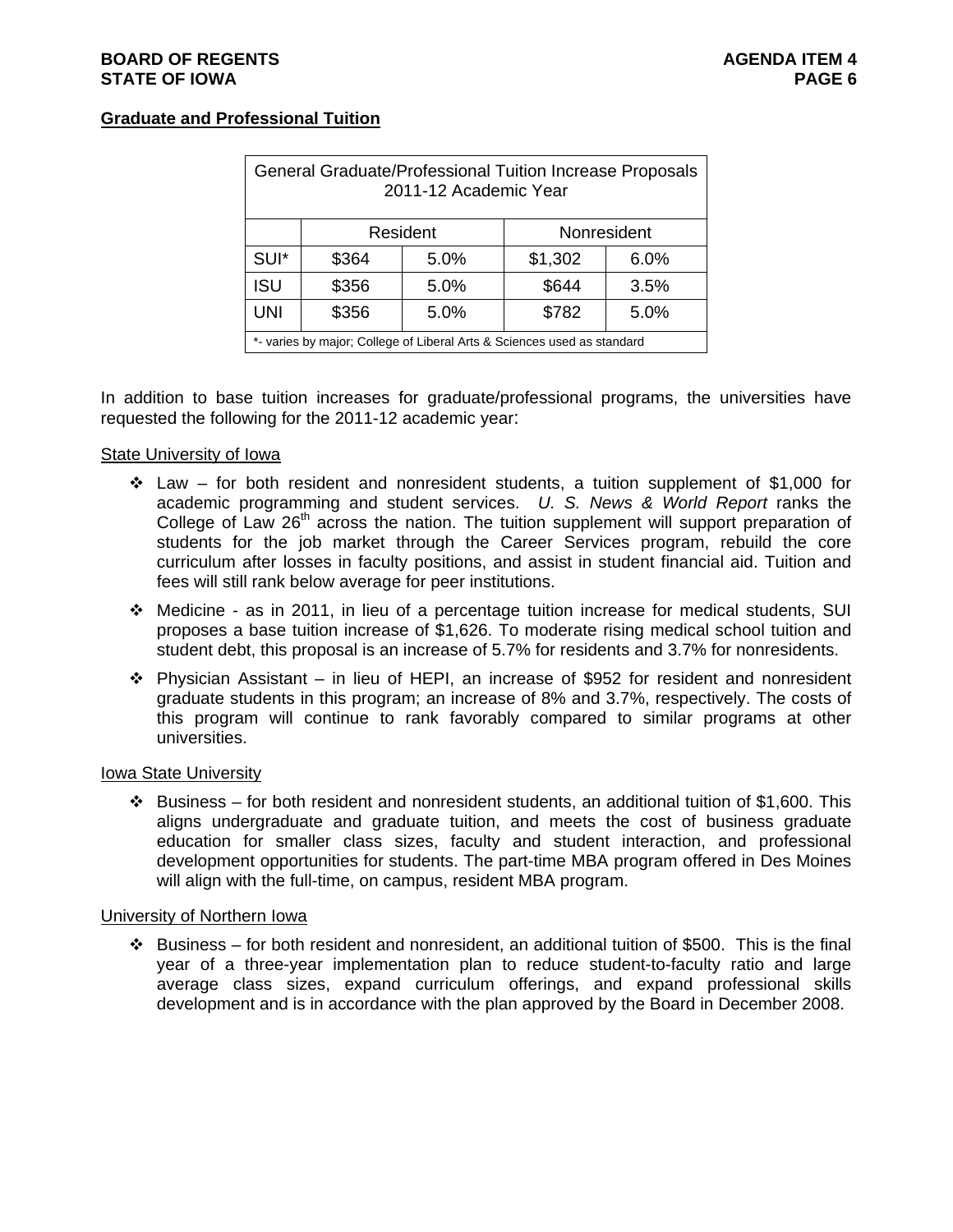## Graduate and Professional Tuition

| General Graduate/Professional Tuition Increase Proposals 2011-12 Academic Year | | | | |
|---|---|---|---|---|
| | Resident | | Nonresident | |
| SUI* | $364 | 5.0% | $1,302 | 6.0% |
| ISU | $356 | 5.0% | $644 | 3.5% |
| UNI | $356 | 5.0% | $782 | 5.0% |
| *- varies by major; College of Liberal Arts & Sciences used as standard | | | | |

In addition to base tuition increases for graduate/professional programs, the universities have requested the following for the 2011-12 academic year:

State University of Iowa

- Law – for both resident and nonresident students, a tuition supplement of $1,000 for academic programming and student services. *U. S. News & World Report* ranks the College of Law 26th across the nation. The tuition supplement will support preparation of students for the job market through the Career Services program, rebuild the core curriculum after losses in faculty positions, and assist in student financial aid. Tuition and fees will still rank below average for peer institutions.
- Medicine - as in 2011, in lieu of a percentage tuition increase for medical students, SUI proposes a base tuition increase of $1,626. To moderate rising medical school tuition and student debt, this proposal is an increase of 5.7% for residents and 3.7% for nonresidents.
- Physician Assistant – in lieu of HEPI, an increase of $952 for resident and nonresident graduate students in this program; an increase of 8% and 3.7%, respectively. The costs of this program will continue to rank favorably compared to similar programs at other universities.

Iowa State University

- Business – for both resident and nonresident students, an additional tuition of $1,600. This aligns undergraduate and graduate tuition, and meets the cost of business graduate education for smaller class sizes, faculty and student interaction, and professional development opportunities for students. The part-time MBA program offered in Des Moines will align with the full-time, on campus, resident MBA program.

University of Northern Iowa

- Business – for both resident and nonresident, an additional tuition of $500. This is the final year of a three-year implementation plan to reduce student-to-faculty ratio and large average class sizes, expand curriculum offerings, and expand professional skills development and is in accordance with the plan approved by the Board in December 2008.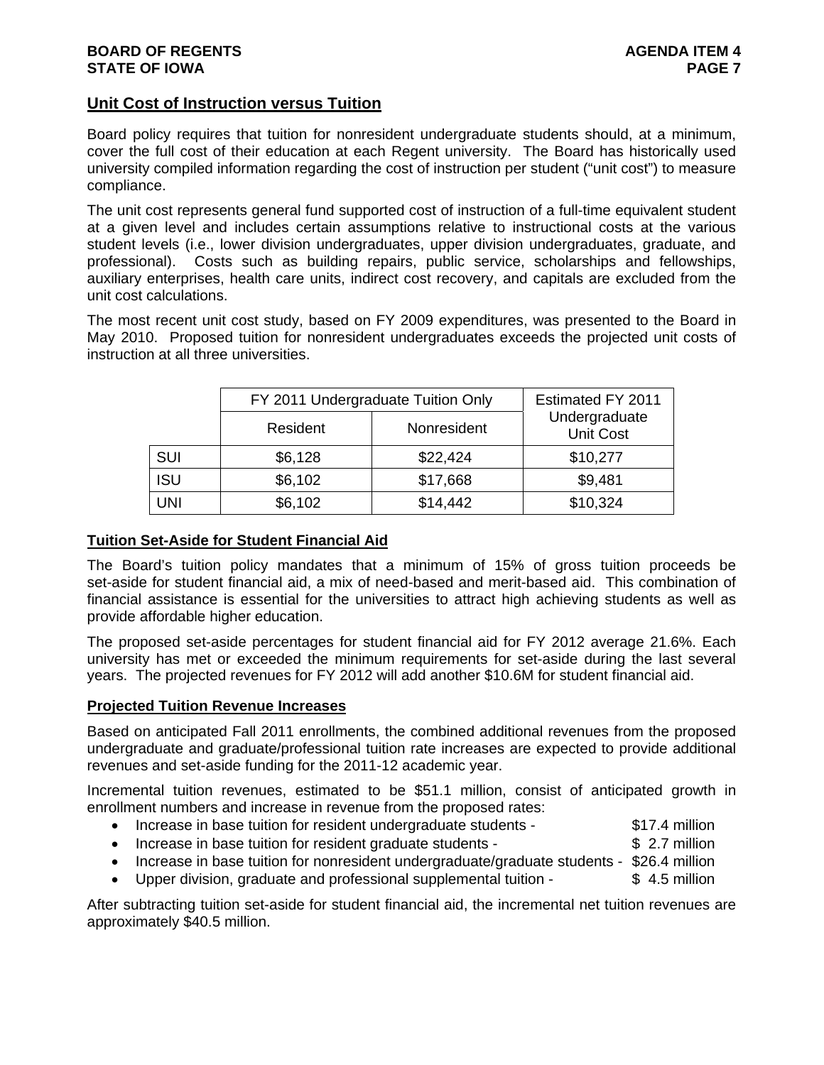## Unit Cost of Instruction versus Tuition

Board policy requires that tuition for nonresident undergraduate students should, at a minimum, cover the full cost of their education at each Regent university. The Board has historically used university compiled information regarding the cost of instruction per student ("unit cost") to measure compliance.

The unit cost represents general fund supported cost of instruction of a full-time equivalent student at a given level and includes certain assumptions relative to instructional costs at the various student levels (i.e., lower division undergraduates, upper division undergraduates, graduate, and professional). Costs such as building repairs, public service, scholarships and fellowships, auxiliary enterprises, health care units, indirect cost recovery, and capitals are excluded from the unit cost calculations.

The most recent unit cost study, based on FY 2009 expenditures, was presented to the Board in May 2010. Proposed tuition for nonresident undergraduates exceeds the projected unit costs of instruction at all three universities.

| | FY 2011 Undergraduate Tuition Only | | Estimated FY 2011 Undergraduate Unit Cost |
|---|---|---|---|
| | Resident | Nonresident | |
| SUI | $6,128 | $22,424 | $10,277 |
| ISU | $6,102 | $17,668 | $9,481 |
| UNI | $6,102 | $14,442 | $10,324 |

## Tuition Set-Aside for Student Financial Aid

The Board's tuition policy mandates that a minimum of 15% of gross tuition proceeds be set-aside for student financial aid, a mix of need-based and merit-based aid. This combination of financial assistance is essential for the universities to attract high achieving students as well as provide affordable higher education.

The proposed set-aside percentages for student financial aid for FY 2012 average 21.6%. Each university has met or exceeded the minimum requirements for set-aside during the last several years. The projected revenues for FY 2012 will add another $10.6M for student financial aid.

## Projected Tuition Revenue Increases

Based on anticipated Fall 2011 enrollments, the combined additional revenues from the proposed undergraduate and graduate/professional tuition rate increases are expected to provide additional revenues and set-aside funding for the 2011-12 academic year.

Incremental tuition revenues, estimated to be $51.1 million, consist of anticipated growth in enrollment numbers and increase in revenue from the proposed rates:

- Increase in base tuition for resident undergraduate students - $17.4 million
- Increase in base tuition for resident graduate students - $ 2.7 million
- Increase in base tuition for nonresident undergraduate/graduate students - $26.4 million
- Upper division, graduate and professional supplemental tuition - $ 4.5 million

After subtracting tuition set-aside for student financial aid, the incremental net tuition revenues are approximately $40.5 million.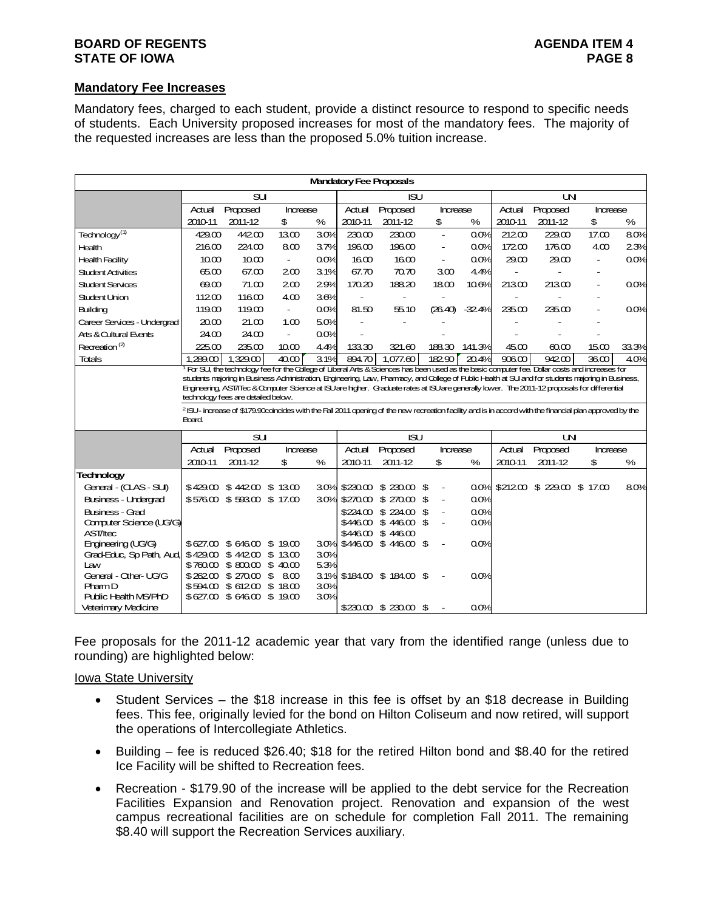## Mandatory Fee Increases

Mandatory fees, charged to each student, provide a distinct resource to respond to specific needs of students. Each University proposed increases for most of the mandatory fees. The majority of the requested increases are less than the proposed 5.0% tuition increase.

**Mandatory Fee Proposals**

| | SUI | | | | ISU | | | | UNI | | | |
|---|---|---|---|---|---|---|---|---|---|---|---|---|
| | Actual | Proposed | Increase | | Actual | Proposed | Increase | | Actual | Proposed | Increase | |
| | 2010-11 | 2011-12 | $ | % | 2010-11 | 2011-12 | $ | % | 2010-11 | 2011-12 | $ | % |
| Technology [(1)] | 429.00 | 442.00 | 13.00 | 3.0% | 230.00 | 230.00 | - | 0.0% | 212.00 | 229.00 | 17.00 | 8.0% |
| Health | 216.00 | 224.00 | 8.00 | 3.7% | 196.00 | 196.00 | - | 0.0% | 172.00 | 176.00 | 4.00 | 2.3% |
| Health Facility | 10.00 | 10.00 | - | 0.0% | 16.00 | 16.00 | - | 0.0% | 29.00 | 29.00 | - | 0.0% |
| Student Activities | 65.00 | 67.00 | 2.00 | 3.1% | 67.70 | 70.70 | 3.00 | 4.4% | - | - | - | |
| Student Services | 69.00 | 71.00 | 2.00 | 2.9% | 170.20 | 188.20 | 18.00 | 10.6% | 213.00 | 213.00 | - | 0.0% |
| Student Union | 112.00 | 116.00 | 4.00 | 3.6% | - | - | - | | - | - | - | |
| Building | 119.00 | 119.00 | - | 0.0% | 81.50 | 55.10 | (26.40) | -32.4% | 235.00 | 235.00 | - | 0.0% |
| Career Services - Undergrad | 20.00 | 21.00 | 1.00 | 5.0% | - | - | - | | - | - | - | |
| Arts & Cultural Events | 24.00 | 24.00 | - | 0.0% | - | | - | | - | - | - | |
| Recreation [(2)] | 225.00 | 235.00 | 10.00 | 4.4% | 133.30 | 321.60 | 188.30 | 141.3% | 45.00 | 60.00 | 15.00 | 33.3% |
| Totals | 1,289.00 | 1,329.00 | 40.00 | 3.1% | 894.70 | 1,077.60 | 182.90 | 20.4% | 906.00 | 942.00 | 36.00 | 4.0% |

[1] For SUI, the technology fee for the College of Liberal Arts & Sciences has been used as the basic computer fee. Dollar costs and increases for students majoring in Business Administration, Engineering, Law, Pharmacy, and College of Public Health at SUI and for students majoring in Business, Engineering, AST/ITec & Computer Science at ISU are higher. Graduate rates at ISU are generally lower. The 2011-12 proposals for differential technology fees are detailed below.

[2] ISU - increase of $179.90 coincides with the Fall 2011 opening of the new recreation facility and is in accord with the financial plan approved by the Board.

| | SUI | | | | ISU | | | | UNI | | | |
|---|---|---|---|---|---|---|---|---|---|---|---|---|
| | Actual | Proposed | Increase | | Actual | Proposed | Increase | | Actual | Proposed | Increase | |
| | 2010-11 | 2011-12 | $ | % | 2010-11 | 2011-12 | $ | % | 2010-11 | 2011-12 | $ | % |
| **Technology** | | | | | | | | | | | | |
| General - (CLAS - SUI) | $ 429.00 | $ 442.00 | $ 13.00 | 3.0% | $ 230.00 | $ 230.00 | $ - | 0.0% | $ 212.00 | $ 229.00 | $ 17.00 | 8.0% |
| Business - Undergrad | $ 576.00 | $ 593.00 | $ 17.00 | 3.0% | $ 270.00 | $ 270.00 | $ - | 0.0% | | | | |
| Business - Grad | | | | | $ 224.00 | $ 224.00 | $ - | 0.0% | | | | |
| Computer Science (UG/G) | | | | | $ 446.00 | $ 446.00 | $ - | 0.0% | | | | |
| AST/Itec | | | | | $ 446.00 | $ 446.00 | | | | | | |
| Engineering (UG/G) | $ 627.00 | $ 646.00 | $ 19.00 | 3.0% | $ 446.00 | $ 446.00 | $ - | 0.0% | | | | |
| Grad-Educ, Sp Path, Aud, | $ 429.00 | $ 442.00 | $ 13.00 | 3.0% | | | | | | | | |
| Law | $ 760.00 | $ 800.00 | $ 40.00 | 5.3% | | | | | | | | |
| General - Other- UG/G | $ 262.00 | $ 270.00 | $ 8.00 | 3.1% | $ 184.00 | $ 184.00 | $ - | 0.0% | | | | |
| Pharm D | $ 594.00 | $ 612.00 | $ 18.00 | 3.0% | | | | | | | | |
| Public Health MS/PhD | $ 627.00 | $ 646.00 | $ 19.00 | 3.0% | | | | | | | | |
| Veterinary Medicine | | | | | $ 230.00 | $ 230.00 | $ - | 0.0% | | | | |

Fee proposals for the 2011-12 academic year that vary from the identified range (unless due to rounding) are highlighted below:

Iowa State University

- Student Services – the $18 increase in this fee is offset by an $18 decrease in Building fees. This fee, originally levied for the bond on Hilton Coliseum and now retired, will support the operations of Intercollegiate Athletics.
- Building – fee is reduced $26.40; $18 for the retired Hilton bond and $8.40 for the retired Ice Facility will be shifted to Recreation fees.
- Recreation - $179.90 of the increase will be applied to the debt service for the Recreation Facilities Expansion and Renovation project. Renovation and expansion of the west campus recreational facilities are on schedule for completion Fall 2011. The remaining $8.40 will support the Recreation Services auxiliary.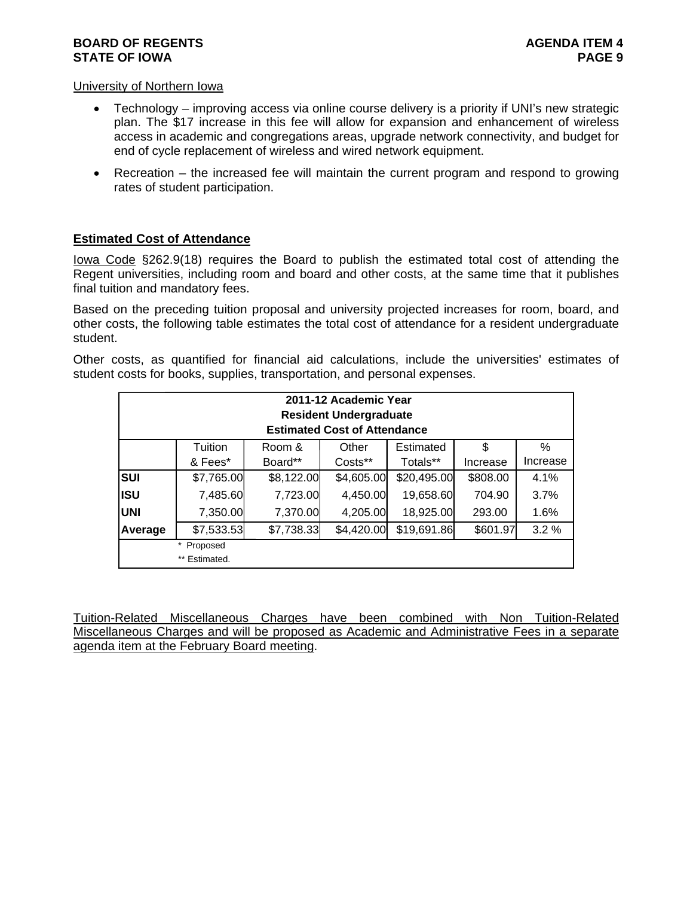University of Northern Iowa

- Technology – improving access via online course delivery is a priority if UNI's new strategic plan. The $17 increase in this fee will allow for expansion and enhancement of wireless access in academic and congregations areas, upgrade network connectivity, and budget for end of cycle replacement of wireless and wired network equipment.
- Recreation – the increased fee will maintain the current program and respond to growing rates of student participation.

## Estimated Cost of Attendance

Iowa Code §262.9(18) requires the Board to publish the estimated total cost of attending the Regent universities, including room and board and other costs, at the same time that it publishes final tuition and mandatory fees.

Based on the preceding tuition proposal and university projected increases for room, board, and other costs, the following table estimates the total cost of attendance for a resident undergraduate student.

Other costs, as quantified for financial aid calculations, include the universities' estimates of student costs for books, supplies, transportation, and personal expenses.

**2011-12 Academic Year**
**Resident Undergraduate**
**Estimated Cost of Attendance**

| | Tuition & Fees* | Room & Board** | Other Costs** | Estimated Totals** | $ Increase | % Increase |
|---|---|---|---|---|---|---|
| **SUI** | $7,765.00 | $8,122.00 | $4,605.00 | $20,495.00 | $808.00 | 4.1% |
| **ISU** | 7,485.60 | 7,723.00 | 4,450.00 | 19,658.60 | 704.90 | 3.7% |
| **UNI** | 7,350.00 | 7,370.00 | 4,205.00 | 18,925.00 | 293.00 | 1.6% |
| **Average** | $7,533.53 | $7,738.33 | $4,420.00 | $19,691.86 | $601.97 | 3.2 % |

\* Proposed
** Estimated.

Tuition-Related Miscellaneous Charges have been combined with Non Tuition-Related Miscellaneous Charges and will be proposed as Academic and Administrative Fees in a separate agenda item at the February Board meeting.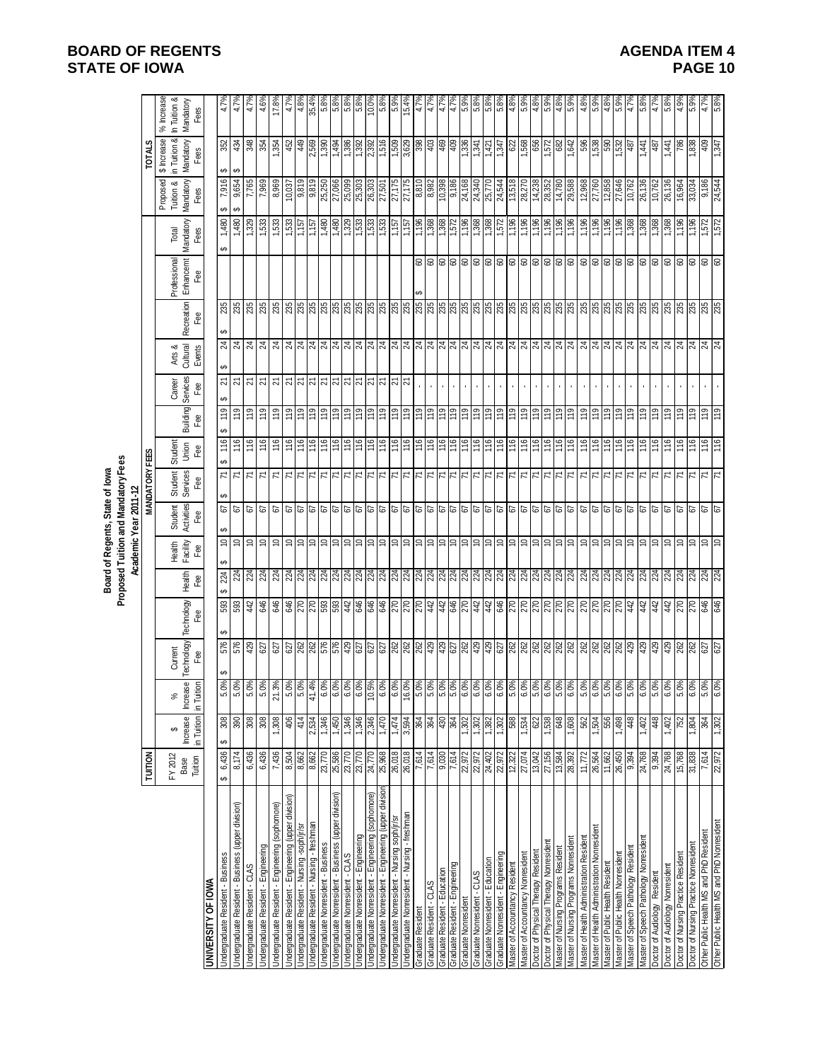**Board of Regents, State of Iowa**
**Proposed Tuition and Mandatory Fees**
**Academic Year 2011-12**

| | TUITION | | | MANDATORY FEES | | | | | | | | | | | | | TOTALS | | |
|---|---|---|---|---|---|---|---|---|---|---|---|---|---|---|---|---|---|---|---|
| | FY 2012 Base Tuition | $ Increase in Tuition | % Increase in Tuition | Current Technology Fee | Technology Fee | Health Fee | Health Facility Fee | Student Activities Fee | Student Services Fee | Student Union Fee | Building Fee | Career Services Fee | Arts & Cultural Events | Recreation Fee | Professional Enhancement Fee | Total Mandatory Fees | Proposed Tuition & Mandatory Fees | $ Increase in Tuition & Mandatory Fees | % Increase in Tuition & Mandatory Fees |
| **UNIVERSITY OF IOWA** | | | | | | | | | | | | | | | | | | | |
| Undergraduate Resident - Business | $ 6,436 | $ 308 | 5.0% | $ 576 | $ 593 | $ 224 | $ 10 | $ 67 | $ 71 | $ 116 | $ 119 | $ 21 | $ 24 | $ 235 | | $ 1,480 | $ 7,916 | $ 352 | 4.7% |
| Undergraduate Resident - Business (upper division) | 8,174 | 390 | 5.0% | 576 | 593 | 224 | 10 | 67 | 71 | 116 | 119 | 21 | 24 | 235 | | 1,480 | $ 9,654 | $ 434 | 4.7% |
| Undergraduate Resident - CLAS | 6,436 | 308 | 5.0% | 429 | 442 | 224 | 10 | 67 | 71 | 116 | 119 | 21 | 24 | 235 | | 1,329 | 7,765 | 348 | 4.7% |
| Undergraduate Resident - Engineering | 6,436 | 308 | 5.0% | 627 | 646 | 224 | 10 | 67 | 71 | 116 | 119 | 21 | 24 | 235 | | 1,533 | 7,969 | 354 | 4.6% |
| Undergraduate Resident - Engineering (sophomore) | 7,436 | 1,308 | 21.3% | 627 | 646 | 224 | 10 | 67 | 71 | 116 | 119 | 21 | 24 | 235 | | 1,533 | 8,969 | 1,354 | 17.8% |
| Undergraduate Resident - Engineering (upper division) | 8,504 | 406 | 5.0% | 627 | 646 | 224 | 10 | 67 | 71 | 116 | 119 | 21 | 24 | 235 | | 1,533 | 10,037 | 452 | 4.7% |
| Undergraduate Resident - Nursing -soph/jr/sr | 8,662 | 414 | 5.0% | 262 | 270 | 224 | 10 | 67 | 71 | 116 | 119 | 21 | 24 | 235 | | 1,157 | 9,819 | 449 | 4.8% |
| Undergraduate Resident - Nursing - freshman | 8,662 | 2,534 | 41.4% | 262 | 270 | 224 | 10 | 67 | 71 | 116 | 119 | 21 | 24 | 235 | | 1,157 | 9,819 | 2,569 | 35.4% |
| Undergraduate Nonresident - Business | 23,770 | 1,346 | 6.0% | 576 | 593 | 224 | 10 | 67 | 71 | 116 | 119 | 21 | 24 | 235 | | 1,480 | 25,250 | 1,390 | 5.8% |
| Undergraduate Nonresident - Business (upper division) | 25,586 | 1,450 | 6.0% | 627 | 646 | 224 | 10 | 67 | 71 | 116 | 119 | 21 | 24 | 235 | | 1,480 | 27,066 | 1,494 | 5.8% |
| Undergraduate Nonresident - CLAS | 23,770 | 1,346 | 6.0% | 429 | 442 | 224 | 10 | 67 | 71 | 116 | 119 | 21 | 24 | 235 | | 1,329 | 25,099 | 1,386 | 5.8% |
| Undergraduate Nonresident - Engineering | 23,770 | 1,346 | 6.0% | 627 | 646 | 224 | 10 | 67 | 71 | 116 | 119 | 21 | 24 | 235 | | 1,533 | 25,303 | 1,392 | 5.8% |
| Undergraduate Nonresident - Engineering (sophomore) | 24,770 | 2,346 | 10.5% | 627 | 646 | 224 | 10 | 67 | 71 | 116 | 119 | 21 | 24 | 235 | | 1,533 | 26,303 | 2,392 | 10.0% |
| Undergraduate Nonresident - Engineering (upper division) | 25,968 | 1,470 | 6.0% | 627 | 646 | 224 | 10 | 67 | 71 | 116 | 119 | 21 | 24 | 235 | | 1,533 | 27,501 | 1,516 | 5.8% |
| Undergraduate Nonresident - Nursing soph/jr/sr | 26,018 | 1,474 | 6.0% | 262 | 270 | 224 | 10 | 67 | 71 | 116 | 119 | 21 | 24 | 235 | | 1,157 | 27,175 | 1,509 | 5.9% |
| Undergraduate Nonresident - Nursing - freshman | 26,018 | 3,594 | 16.0% | 262 | 270 | 224 | 10 | 67 | 71 | 116 | 119 | 21 | 24 | 235 | | 1,157 | 27,175 | 3,629 | 15.4% |
| Graduate Resident | 7,614 | 364 | 5.0% | 262 | 270 | 224 | 10 | 67 | 71 | 116 | 119 | - | 24 | 235 | $ 60 | 1,196 | 8,810 | 398 | 4.7% |
| Graduate Resident - CLAS | 7,614 | 364 | 5.0% | 429 | 442 | 224 | 10 | 67 | 71 | 116 | 119 | - | 24 | 235 | 60 | 1,368 | 8,982 | 403 | 4.7% |
| Graduate Resident - Education | 9,030 | 430 | 5.0% | 429 | 442 | 224 | 10 | 67 | 71 | 116 | 119 | - | 24 | 235 | 60 | 1,368 | 10,398 | 469 | 4.7% |
| Graduate Resident - Engineering | 7,614 | 364 | 5.0% | 627 | 646 | 224 | 10 | 67 | 71 | 116 | 119 | - | 24 | 235 | 60 | 1,572 | 9,186 | 409 | 4.7% |
| Graduate Nonresident | 22,972 | 1,302 | 6.0% | 262 | 270 | 224 | 10 | 67 | 71 | 116 | 119 | - | 24 | 235 | 60 | 1,196 | 24,168 | 1,336 | 5.9% |
| Graduate Nonresident - CLAS | 22,972 | 1,302 | 6.0% | 429 | 442 | 224 | 10 | 67 | 71 | 116 | 119 | - | 24 | 235 | 60 | 1,368 | 24,340 | 1,341 | 5.8% |
| Graduate Nonresident - Education | 24,402 | 1,382 | 6.0% | 429 | 442 | 224 | 10 | 67 | 71 | 116 | 119 | - | 24 | 235 | 60 | 1,368 | 25,770 | 1,421 | 5.8% |
| Graduate Nonresident - Engineering | 22,972 | 1,302 | 6.0% | 627 | 646 | 224 | 10 | 67 | 71 | 116 | 119 | - | 24 | 235 | 60 | 1,572 | 24,544 | 1,347 | 5.8% |
| Master of Accountancy Resident | 12,322 | 588 | 5.0% | 262 | 270 | 224 | 10 | 67 | 71 | 116 | 119 | - | 24 | 235 | 60 | 1,196 | 13,518 | 622 | 4.8% |
| Master of Accountancy Nonresident | 27,074 | 1,534 | 6.0% | 262 | 270 | 224 | 10 | 67 | 71 | 116 | 119 | - | 24 | 235 | 60 | 1,196 | 28,270 | 1,568 | 5.9% |
| Doctor of Physical Therapy Resident | 13,042 | 622 | 5.0% | 262 | 270 | 224 | 10 | 67 | 71 | 116 | 119 | - | 24 | 235 | 60 | 1,196 | 14,238 | 656 | 4.8% |
| Doctor of Physical Therapy Nonresident | 27,156 | 1,538 | 6.0% | 262 | 270 | 224 | 10 | 67 | 71 | 116 | 119 | - | 24 | 235 | 60 | 1,196 | 28,352 | 1,572 | 5.9% |
| Master of Nursing Programs Resident | 13,584 | 648 | 5.0% | 262 | 270 | 224 | 10 | 67 | 71 | 116 | 119 | - | 24 | 235 | 60 | 1,196 | 14,780 | 682 | 4.8% |
| Master of Nursing Programs Nonresident | 28,392 | 1,608 | 6.0% | 262 | 270 | 224 | 10 | 67 | 71 | 116 | 119 | - | 24 | 235 | 60 | 1,196 | 29,588 | 1,642 | 5.9% |
| Master of Health Administration Resident | 11,772 | 562 | 5.0% | 262 | 270 | 224 | 10 | 67 | 71 | 116 | 119 | - | 24 | 235 | 60 | 1,196 | 12,968 | 596 | 4.8% |
| Master of Health Administration Nonresident | 26,564 | 1,504 | 6.0% | 262 | 270 | 224 | 10 | 67 | 71 | 116 | 119 | - | 24 | 235 | 60 | 1,196 | 27,760 | 1,538 | 5.9% |
| Master of Public Health Resident | 11,662 | 556 | 5.0% | 262 | 270 | 224 | 10 | 67 | 71 | 116 | 119 | - | 24 | 235 | 60 | 1,196 | 12,858 | 590 | 4.8% |
| Master of Public Health Nonresident | 26,450 | 1,498 | 6.0% | 262 | 270 | 224 | 10 | 67 | 71 | 116 | 119 | - | 24 | 235 | 60 | 1,196 | 27,646 | 1,532 | 5.9% |
| Master of Speech Pathology Resident | 9,394 | 448 | 5.0% | 429 | 442 | 224 | 10 | 67 | 71 | 116 | 119 | - | 24 | 235 | 60 | 1,368 | 10,762 | 487 | 4.7% |
| Master of Speech Pathology Nonresident | 24,768 | 1,402 | 6.0% | 429 | 442 | 224 | 10 | 67 | 71 | 116 | 119 | - | 24 | 235 | 60 | 1,368 | 26,136 | 1,441 | 5.8% |
| Doctor of Audiology Resident | 9,394 | 448 | 5.0% | 429 | 442 | 224 | 10 | 67 | 71 | 116 | 119 | - | 24 | 235 | 60 | 1,368 | 10,762 | 487 | 4.7% |
| Doctor of Audiology Nonresident | 24,768 | 1,402 | 6.0% | 429 | 442 | 224 | 10 | 67 | 71 | 116 | 119 | - | 24 | 235 | 60 | 1,368 | 26,136 | 1,441 | 5.8% |
| Doctor of Nursing Practice Resident | 15,768 | 752 | 5.0% | 262 | 270 | 224 | 10 | 67 | 71 | 116 | 119 | - | 24 | 235 | 60 | 1,196 | 16,964 | 786 | 4.9% |
| Doctor of Nursing Practice Nonresident | 31,838 | 1,804 | 6.0% | 262 | 270 | 224 | 10 | 67 | 71 | 116 | 119 | - | 24 | 235 | 60 | 1,196 | 33,034 | 1,838 | 5.9% |
| Other Public Health MS and PhD Resident | 7,614 | 364 | 5.0% | 627 | 646 | 224 | 10 | 67 | 71 | 116 | 119 | - | 24 | 235 | 60 | 1,572 | 9,186 | 409 | 4.7% |
| Other Public Health MS and PhD Nonresident | 22,972 | 1,302 | 6.0% | 627 | 646 | 224 | 10 | 67 | 71 | 116 | 119 | - | 24 | 235 | 60 | 1,572 | 24,544 | 1,347 | 5.8% |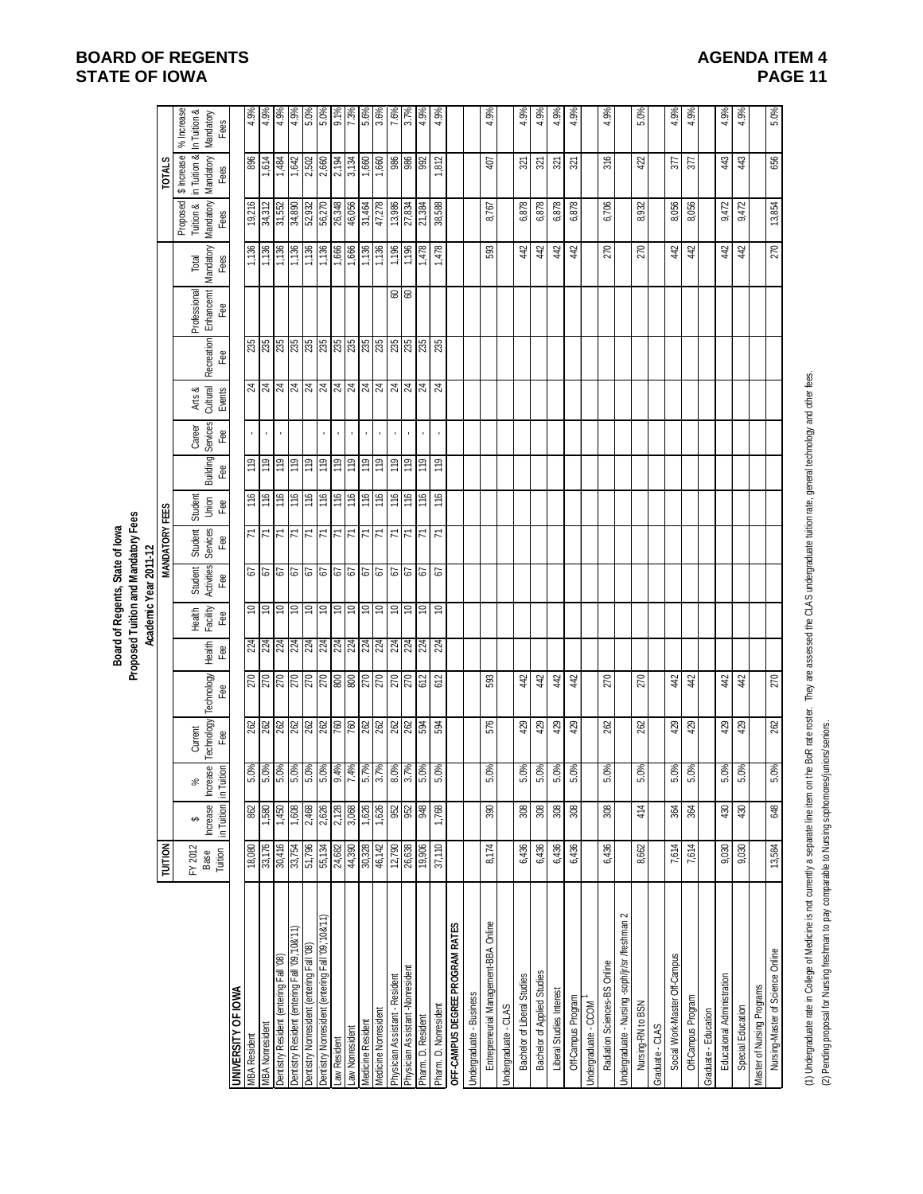**BOARD OF REGENTS**
**STATE OF IOWA**

**AGENDA ITEM 4**

**Board of Regents, State of Iowa**
**Proposed Tuition and Mandatory Fees**
**Academic Year 2011-12**

| | TUITION | | | MANDATORY FEES | | | | | | | | | | | | | | TOTALS | | |
|---|---|---|---|---|---|---|---|---|---|---|---|---|---|---|---|---|---|---|---|---|
| | FY 2012 Base Tuition | $ Increase in Tuition | % Increase in Tuition | Current Technology Fee | Technology Fee | Health Fee | Health Facility Fee | Student Activities Fee | Student Services Fee | Student Union Fee | Building Fee | Career Services Fee | Arts & Cultural Events | Recreation Fee | Professional Enhancemt Fee | Total Mandatory Fees | Proposed Tuition & Mandatory Fees | $ Increase in Tuition & Mandatory Fees | % Increase In Tuition & Mandatory Fees |
| **UNIVERSITY OF IOWA** | | | | | | | | | | | | | | | | | | | |
| MBA Resident | 18,080 | 862 | 5.0% | 262 | 270 | 224 | 10 | 67 | 71 | 116 | 119 | - | 24 | 235 | | 1,136 | 19,216 | 896 | 4.9% |
| MBA Nonresident | 33,176 | 1,580 | 5.0% | 262 | 270 | 224 | 10 | 67 | 71 | 116 | 119 | - | 24 | 235 | | 1,136 | 34,312 | 1,614 | 4.9% |
| Dentistry Resident (entering Fall '08) | 30,416 | 1,450 | 5.0% | 262 | 270 | 224 | 10 | 67 | 71 | 116 | 119 | - | 24 | 235 | | 1,136 | 31,552 | 1,484 | 4.9% |
| Dentistry Resident (entering Fall '09,'10&'11) | 33,754 | 1,608 | 5.0% | 262 | 270 | 224 | 10 | 67 | 71 | 116 | 119 | | 24 | 235 | | 1,136 | 34,890 | 1,642 | 4.9% |
| Dentistry Nonresident (entering Fall '08) | 51,796 | 2,468 | 5.0% | 262 | 270 | 224 | 10 | 67 | 71 | 116 | 119 | | 24 | 235 | | 1,136 | 52,932 | 2,502 | 5.0% |
| Dentistry Nonresident (entering Fall '09,'10&'11) | 55,134 | 2,626 | 5.0% | 262 | 270 | 224 | 10 | 67 | 71 | 116 | 119 | - | 24 | 235 | | 1,136 | 56,270 | 2,660 | 5.0% |
| Law Resident | 24,682 | 2,128 | 9.4% | 760 | 800 | 224 | 10 | 67 | 71 | 116 | 119 | - | 24 | 235 | | 1,666 | 26,348 | 2,194 | 9.1% |
| Law Nonresident | 44,390 | 3,068 | 7.4% | 760 | 800 | 224 | 10 | 67 | 71 | 116 | 119 | - | 24 | 235 | | 1,666 | 46,056 | 3,134 | 7.3% |
| Medicine Resident | 30,328 | 1,626 | 5.7% | 262 | 270 | 224 | 10 | 67 | 71 | 116 | 119 | - | 24 | 235 | | 1,136 | 31,464 | 1,660 | 5.6% |
| Medicine Nonresident | 46,142 | 1,626 | 3.7% | 262 | 270 | 224 | 10 | 67 | 71 | 116 | 119 | - | 24 | 235 | | 1,136 | 47,278 | 1,660 | 3.6% |
| Physician Assistant - Resident | 12,790 | 952 | 8.0% | 262 | 270 | 224 | 10 | 67 | 71 | 116 | 119 | - | 24 | 235 | 60 | 1,196 | 13,986 | 986 | 7.6% |
| Physician Assistant -Nonresident | 26,638 | 952 | 3.7% | 262 | 270 | 224 | 10 | 67 | 71 | 116 | 119 | - | 24 | 235 | 60 | 1,196 | 27,834 | 986 | 3.7% |
| Pharm. D. Resident | 19,906 | 948 | 5.0% | 594 | 612 | 224 | 10 | 67 | 71 | 116 | 119 | - | 24 | 235 | | 1,478 | 21,384 | 992 | 4.9% |
| Pharm. D. Nonresident | 37,110 | 1,768 | 5.0% | 594 | 612 | 224 | 10 | 67 | 71 | 116 | 119 | - | 24 | 235 | | 1,478 | 38,588 | 1,812 | 4.9% |
| **OFF-CAMPUS DEGREE PROGRAM RATES** | | | | | | | | | | | | | | | | | | | |
| Undergraduate - Business | | | | | | | | | | | | | | | | | | | |
| Entrepreneurial Management-BBA Online | 8,174 | 390 | 5.0% | 576 | 593 | | | | | | | | | | | 593 | 8,767 | 407 | 4.9% |
| Undergraduate - CLAS | | | | | | | | | | | | | | | | | | | |
| Bachelor of Liberal Studies | 6,436 | 308 | 5.0% | 429 | 442 | | | | | | | | | | | 442 | 6,878 | 321 | 4.9% |
| Bachelor of Applied Studies | 6,436 | 308 | 5.0% | 429 | 442 | | | | | | | | | | | 442 | 6,878 | 321 | 4.9% |
| Liberal Studies Interest | 6,436 | 308 | 5.0% | 429 | 442 | | | | | | | | | | | 442 | 6,878 | 321 | 4.9% |
| Off-Campus Program | 6,436 | 308 | 5.0% | 429 | 442 | | | | | | | | | | | 442 | 6,878 | 321 | 4.9% |
| Undergraduate - CCOM [1] | | | | | | | | | | | | | | | | | | | |
| Radiation Sciences-BS Online | 6,436 | 308 | 5.0% | 262 | 270 | | | | | | | | | | | 270 | 6,706 | 316 | 4.9% |
| Undergraduate - Nursing -soph/jr/sr /freshman 2 | | | | | | | | | | | | | | | | | | | |
| Nursing-RN to BSN | 8,662 | 414 | 5.0% | 262 | 270 | | | | | | | | | | | 270 | 8,932 | 422 | 5.0% |
| Graduate - CLAS | | | | | | | | | | | | | | | | | | | |
| Social Work-Master Off-Campus | 7,614 | 364 | 5.0% | 429 | 442 | | | | | | | | | | | 442 | 8,056 | 377 | 4.9% |
| Off-Campus Program | 7,614 | 364 | 5.0% | 429 | 442 | | | | | | | | | | | 442 | 8,056 | 377 | 4.9% |
| Graduate - Education | | | | | | | | | | | | | | | | | | | |
| Educational Administration | 9,030 | 430 | 5.0% | 429 | 442 | | | | | | | | | | | 442 | 9,472 | 443 | 4.9% |
| Special Education | 9,030 | 430 | 5.0% | 429 | 442 | | | | | | | | | | | 442 | 9,472 | 443 | 4.9% |
| Master of Nursing Programs | | | | | | | | | | | | | | | | | | | |
| Nursing-Master of Science Online | 13,584 | 648 | 5.0% | 262 | 270 | | | | | | | | | | | 270 | 13,854 | 656 | 5.0% |

(1) Undergraduate rate in College of Medicine is not currently a separate line item on the BoR rate roster. They are assessed the CLAS undergraduate tuition rate, general technology and other fees.

(2) Pending proposal for Nursing freshman to pay comparable to Nursing sophomores/juniors/seniors.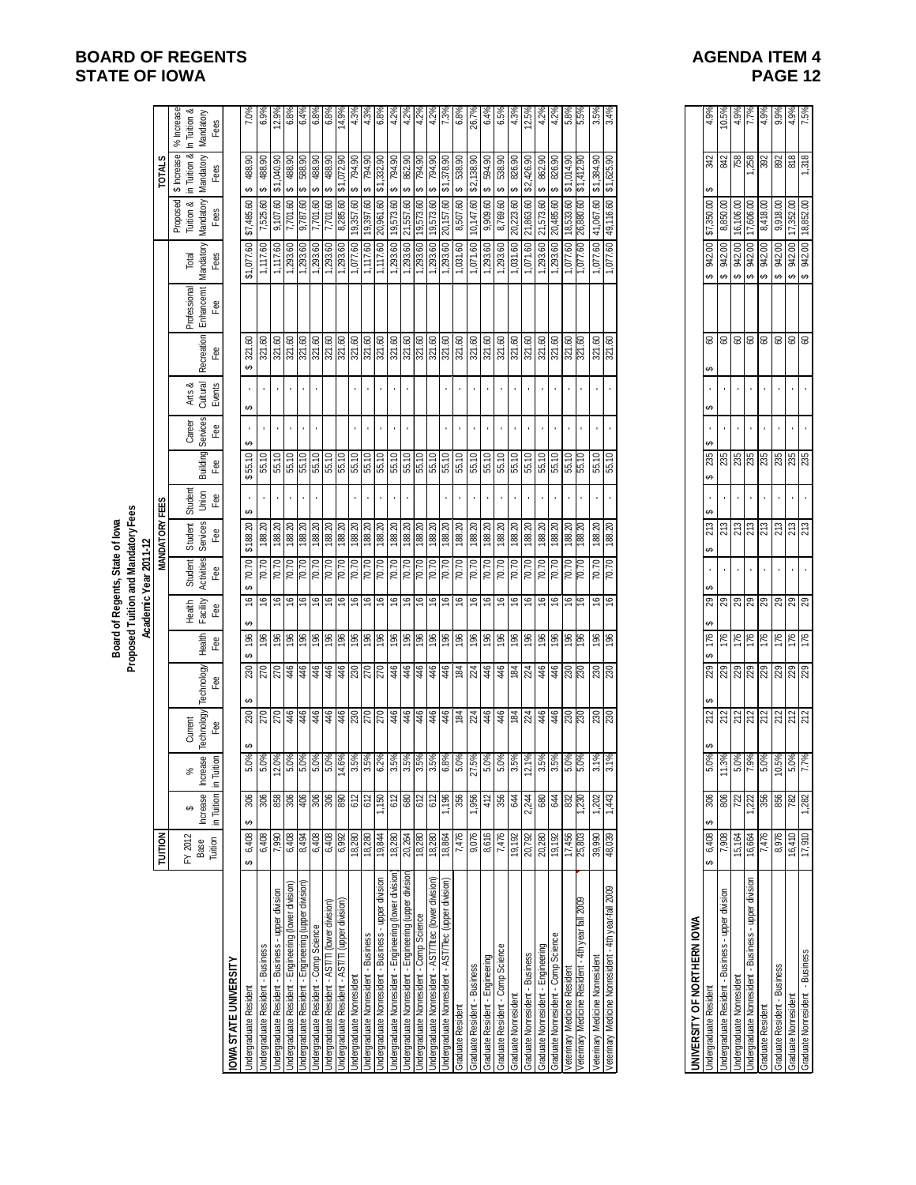# Board of Regents, State of Iowa
## Proposed Tuition and Mandatory Fees
### Academic Year 2011-12

| | TUITION | | | | MANDATORY FEES | | | | | | | | | | | | TOTALS | | |
|---|---|---|---|---|---|---|---|---|---|---|---|---|---|---|---|---|---|---|---|
| | FY 2012 Base Tuition | $ Increase in Tuition | % Increase in Tuition | Current Technology Fee | Technology Fee | Health Fee | Health Facility Fee | Student Activities Fee | Student Services Fee | Student Union Fee | Building Fee | Career Services Fee | Arts & Cultural Events | Recreation Fee | Professional Enhancement Fee | Total Mandatory Fees | Proposed Tuition & Mandatory Fees | $ Increase in Tuition & Mandatory Fees | % Increase in Tuition & Mandatory Fees |
| **IOWA STATE UNIVERSITY** | | | | | | | | | | | | | | | | | | | |
| Undergraduate Resident | $ 6,408 | $ 306 | 5.0% | $ 230 | $ 230 | $ 196 | $ 16 | $ 70.70 | $188.20 | $ - | $55.10 | $ - | $ - | $ 321.60 | | $1,077.60 | $7,485.60 | $ 488.90 | 7.0% |
| Undergraduate Resident - Business | 6,408 | 306 | 5.0% | 270 | 270 | 196 | 16 | 70.70 | 188.20 | - | 55.10 | - | - | 321.60 | | 1,117.60 | 7,525.60 | $ 488.90 | 6.9% |
| Undergraduate Resident - Business - upper division | 7,990 | 858 | 12.0% | 270 | 270 | 196 | 16 | 70.70 | 188.20 | - | 55.10 | - | - | 321.60 | | 1,117.60 | 9,107.60 | $1,040.90 | 12.9% |
| Undergraduate Resident - Engineering (lower division) | 6,408 | 306 | 5.0% | 446 | 446 | 196 | 16 | 70.70 | 188.20 | - | 55.10 | - | - | 321.60 | | 1,293.60 | 7,701.60 | $ 488.90 | 6.8% |
| Undergraduate Resident - Engineering (upper division) | 8,494 | 406 | 5.0% | 446 | 446 | 196 | 16 | 70.70 | 188.20 | - | 55.10 | - | - | 321.60 | | 1,293.60 | 9,787.60 | $ 588.90 | 6.4% |
| Undergraduate Resident - Comp Science | 6,408 | 306 | 5.0% | 446 | 446 | 196 | 16 | 70.70 | 188.20 | - | 55.10 | - | - | 321.60 | | 1,293.60 | 7,701.60 | $ 488.90 | 6.8% |
| Undergraduate Resident - AST/TI (lower division) | 6,408 | 306 | 5.0% | 446 | 446 | 196 | 16 | 70.70 | 188.20 | | 55.10 | | | 321.60 | | 1,293.60 | 7,701.60 | $ 488.90 | 6.8% |
| Undergraduate Resident - AST/TI (upper division) | 6,992 | 890 | 14.6% | 446 | 446 | 196 | 16 | 70.70 | 188.20 | | 55.10 | | | 321.60 | | 1,293.60 | 8,285.60 | $1,072.90 | 14.9% |
| Undergraduate Nonresident | 18,280 | 612 | 3.5% | 230 | 230 | 196 | 16 | 70.70 | 188.20 | - | 55.10 | - | - | 321.60 | | 1,077.60 | 19,357.60 | $ 794.90 | 4.3% |
| Undergraduate Nonresident - Business | 18,280 | 612 | 3.5% | 270 | 270 | 196 | 16 | 70.70 | 188.20 | - | 55.10 | - | - | 321.60 | | 1,117.60 | 19,397.60 | $ 794.90 | 4.3% |
| Undergraduate Nonresident - Business - upper division | 19,844 | 1,150 | 6.2% | 270 | 270 | 196 | 16 | 70.70 | 188.20 | - | 55.10 | - | - | 321.60 | | 1,117.60 | 20,961.60 | $1,332.90 | 6.8% |
| Undergraduate Nonresident - Engineering (lower division) | 18,280 | 612 | 3.5% | 446 | 446 | 196 | 16 | 70.70 | 188.20 | - | 55.10 | - | - | 321.60 | | 1,293.60 | 19,573.60 | $ 794.90 | 4.2% |
| Undergraduate Nonresident - Engineering (upper division) | 20,264 | 680 | 3.5% | 446 | 446 | 196 | 16 | 70.70 | 188.20 | - | 55.10 | - | - | 321.60 | | 1,293.60 | 21,557.60 | $ 862.90 | 4.2% |
| Undergraduate Nonresident - Comp Science | 18,280 | 612 | 3.5% | 446 | 446 | 196 | 16 | 70.70 | 188.20 | | 55.10 | | | 321.60 | | 1,293.60 | 19,573.60 | $ 794.90 | 4.2% |
| Undergraduate Nonresident - AST/TItec (lower division) | 18,280 | 612 | 3.5% | 446 | 446 | 196 | 16 | 70.70 | 188.20 | | 55.10 | | | 321.60 | | 1,293.60 | 19,573.60 | $ 794.90 | 4.2% |
| Undergraduate Nonresident - AST/TItec (upper division) | 18,864 | 1,196 | 6.8% | 446 | 446 | 196 | 16 | 70.70 | 188.20 | - | 55.10 | - | - | 321.60 | | 1,293.60 | 20,157.60 | $1,378.90 | 7.3% |
| Graduate Resident | 7,476 | 356 | 5.0% | 184 | 184 | 196 | 16 | 70.70 | 188.20 | - | 55.10 | - | - | 321.60 | | 1,031.60 | 8,507.60 | $ 538.90 | 6.8% |
| Graduate Resident - Business | 9,076 | 1,956 | 27.5% | 224 | 224 | 196 | 16 | 70.70 | 188.20 | - | 55.10 | - | - | 321.60 | | 1,071.60 | 10,147.60 | $2,138.90 | 26.7% |
| Graduate Resident - Engineering | 8,616 | 412 | 5.0% | 446 | 446 | 196 | 16 | 70.70 | 188.20 | - | 55.10 | - | - | 321.60 | | 1,293.60 | 9,909.60 | $ 594.90 | 6.4% |
| Graduate Resident - Comp Science | 7,476 | 356 | 5.0% | 446 | 446 | 196 | 16 | 70.70 | 188.20 | - | 55.10 | - | - | 321.60 | | 1,293.60 | 8,769.60 | $ 538.90 | 6.5% |
| Graduate Nonresident | 19,192 | 644 | 3.5% | 184 | 184 | 196 | 16 | 70.70 | 188.20 | - | 55.10 | - | - | 321.60 | | 1,031.60 | 20,223.60 | $ 826.90 | 4.3% |
| Graduate Nonresident - Business | 20,792 | 2,244 | 12.1% | 224 | 224 | 196 | 16 | 70.70 | 188.20 | - | 55.10 | - | - | 321.60 | | 1,071.60 | 21,863.60 | $2,426.90 | 12.5% |
| Graduate Nonresident - Engineering | 20,280 | 680 | 3.5% | 446 | 446 | 196 | 16 | 70.70 | 188.20 | - | 55.10 | - | - | 321.60 | | 1,293.60 | 21,573.60 | $ 862.90 | 4.2% |
| Graduate Nonresident - Comp Science | 19,192 | 644 | 3.5% | 446 | 446 | 196 | 16 | 70.70 | 188.20 | - | 55.10 | - | - | 321.60 | | 1,293.60 | 20,485.60 | $ 826.90 | 4.2% |
| Veterinary Medicine Resident | 17,456 | 832 | 5.0% | 230 | 230 | 196 | 16 | 70.70 | 188.20 | - | 55.10 | - | - | 321.60 | | 1,077.60 | 18,533.60 | $1,014.90 | 5.8% |
| Veterinary Medicine Resident - 4th year fall 2009 | 25,803 | 1,230 | 5.0% | 230 | 230 | 196 | 16 | 70.70 | 188.20 | - | 55.10 | - | - | 321.60 | | 1,077.60 | 26,880.60 | $1,412.90 | 5.5% |
| Veterinary Medicine Nonresident | 39,990 | 1,202 | 3.1% | 230 | 230 | 196 | 16 | 70.70 | 188.20 | - | 55.10 | - | - | 321.60 | | 1,077.60 | 41,067.60 | $1,384.90 | 3.5% |
| Veterinary Medicine Nonresident - 4th year fall 2009 | 48,039 | 1,443 | 3.1% | 230 | 230 | 196 | 16 | 70.70 | 188.20 | - | 55.10 | - | - | 321.60 | | 1,077.60 | 49,116.60 | $1,625.90 | 3.4% |

| **UNIVERSITY OF NORTHERN IOWA** | FY 2012 Base Tuition | $ Increase in Tuition | % Increase in Tuition | Current Technology Fee | Technology Fee | Health Fee | Health Facility Fee | Student Activities Fee | Student Services Fee | Student Union Fee | Building Fee | Career Services Fee | Arts & Cultural Events | Recreation Fee | Professional Enhancement Fee | Total Mandatory Fees | Proposed Tuition & Mandatory Fees | $ Increase in Tuition & Mandatory Fees | % Increase in Tuition & Mandatory Fees |
|---|---|---|---|---|---|---|---|---|---|---|---|---|---|---|---|---|---|---|---|
| Undergraduate Resident | $ 6,408 | $ 306 | 5.0% | $ 212 | $ 229 | $ 176 | $ 29 | $ - | $ 213 | $ - | $ 235 | $ - | $ - | $ 60 | | $ 942.00 | $7,350.00 | $ 342 | 4.9% |
| Undergraduate Resident - Business - upper division | 7,908 | 806 | 11.3% | 212 | 229 | 176 | 29 | - | 213 | - | 235 | - | - | 60 | | $ 942.00 | 8,850.00 | 842 | 10.5% |
| Undergraduate Nonresident | 15,164 | 722 | 5.0% | 212 | 229 | 176 | 29 | - | 213 | - | 235 | - | - | 60 | | $ 942.00 | 16,106.00 | 758 | 4.9% |
| Undergraduate Nonresident - Business - upper division | 16,664 | 1,222 | 7.9% | 212 | 229 | 176 | 29 | - | 213 | - | 235 | - | - | 60 | | $ 942.00 | 17,606.00 | 1,258 | 7.7% |
| Graduate Resident | 7,476 | 356 | 5.0% | 212 | 229 | 176 | 29 | - | 213 | - | 235 | - | - | 60 | | $ 942.00 | 8,418.00 | 392 | 4.9% |
| Graduate Resident - Business | 8,976 | 856 | 10.5% | 212 | 229 | 176 | 29 | - | 213 | - | 235 | - | - | 60 | | $ 942.00 | 9,918.00 | 892 | 9.9% |
| Graduate Nonresident | 16,410 | 782 | 5.0% | 212 | 229 | 176 | 29 | - | 213 | - | 235 | - | - | 60 | | $ 942.00 | 17,352.00 | 818 | 4.9% |
| Graduate Nonresident - Business | 17,910 | 1,282 | 7.7% | 212 | 229 | 176 | 29 | - | 213 | - | 235 | - | - | 60 | | $ 942.00 | 18,852.00 | 1,318 | 7.5% |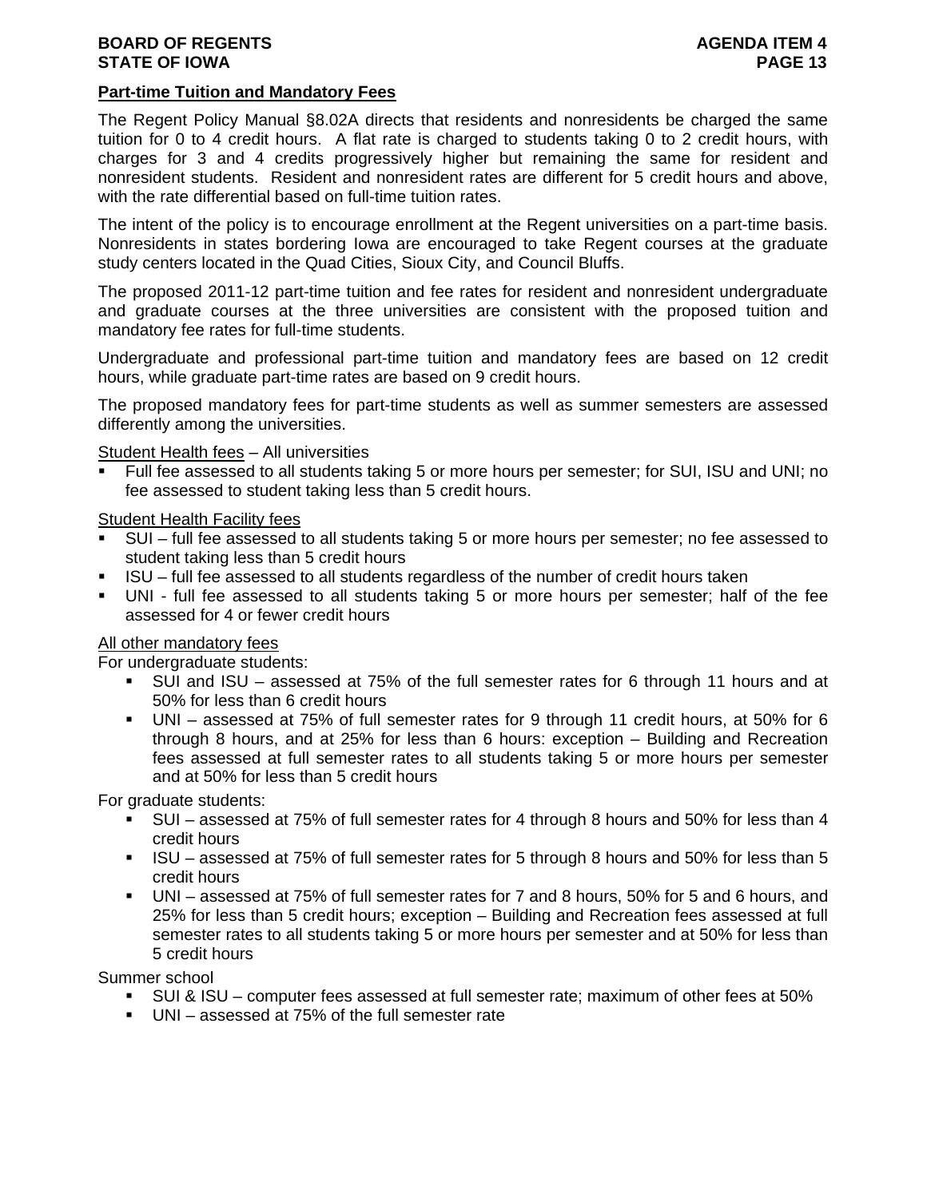**Part-time Tuition and Mandatory Fees**

The Regent Policy Manual §8.02A directs that residents and nonresidents be charged the same tuition for 0 to 4 credit hours. A flat rate is charged to students taking 0 to 2 credit hours, with charges for 3 and 4 credits progressively higher but remaining the same for resident and nonresident students. Resident and nonresident rates are different for 5 credit hours and above, with the rate differential based on full-time tuition rates.

The intent of the policy is to encourage enrollment at the Regent universities on a part-time basis. Nonresidents in states bordering Iowa are encouraged to take Regent courses at the graduate study centers located in the Quad Cities, Sioux City, and Council Bluffs.

The proposed 2011-12 part-time tuition and fee rates for resident and nonresident undergraduate and graduate courses at the three universities are consistent with the proposed tuition and mandatory fee rates for full-time students.

Undergraduate and professional part-time tuition and mandatory fees are based on 12 credit hours, while graduate part-time rates are based on 9 credit hours.

The proposed mandatory fees for part-time students as well as summer semesters are assessed differently among the universities.

Student Health fees – All universities

- Full fee assessed to all students taking 5 or more hours per semester; for SUI, ISU and UNI; no fee assessed to student taking less than 5 credit hours.

Student Health Facility fees

- SUI – full fee assessed to all students taking 5 or more hours per semester; no fee assessed to student taking less than 5 credit hours
- ISU – full fee assessed to all students regardless of the number of credit hours taken
- UNI - full fee assessed to all students taking 5 or more hours per semester; half of the fee assessed for 4 or fewer credit hours

All other mandatory fees

For undergraduate students:

- SUI and ISU – assessed at 75% of the full semester rates for 6 through 11 hours and at 50% for less than 6 credit hours
- UNI – assessed at 75% of full semester rates for 9 through 11 credit hours, at 50% for 6 through 8 hours, and at 25% for less than 6 hours: exception – Building and Recreation fees assessed at full semester rates to all students taking 5 or more hours per semester and at 50% for less than 5 credit hours

For graduate students:

- SUI – assessed at 75% of full semester rates for 4 through 8 hours and 50% for less than 4 credit hours
- ISU – assessed at 75% of full semester rates for 5 through 8 hours and 50% for less than 5 credit hours
- UNI – assessed at 75% of full semester rates for 7 and 8 hours, 50% for 5 and 6 hours, and 25% for less than 5 credit hours; exception – Building and Recreation fees assessed at full semester rates to all students taking 5 or more hours per semester and at 50% for less than 5 credit hours

Summer school

- SUI & ISU – computer fees assessed at full semester rate; maximum of other fees at 50%
- UNI – assessed at 75% of the full semester rate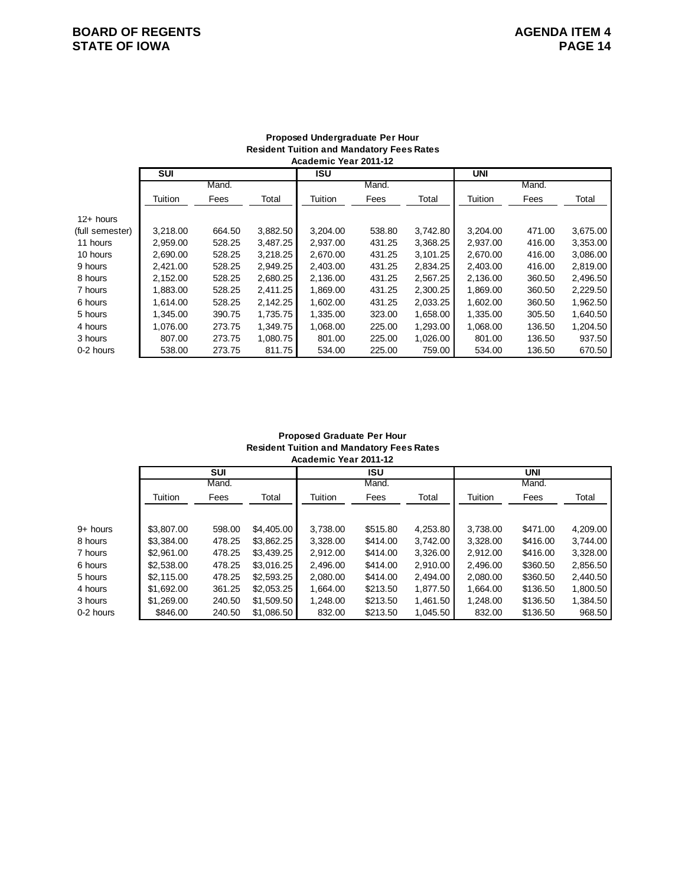**Proposed Undergraduate Per Hour**
**Resident Tuition and Mandatory Fees Rates**
**Academic Year 2011-12**

| | SUI | | | ISU | | | UNI | | |
|---|---|---|---|---|---|---|---|---|---|
| | Tuition | Mand. Fees | Total | Tuition | Mand. Fees | Total | Tuition | Mand. Fees | Total |
| 12+ hours (full semester) | 3,218.00 | 664.50 | 3,882.50 | 3,204.00 | 538.80 | 3,742.80 | 3,204.00 | 471.00 | 3,675.00 |
| 11 hours | 2,959.00 | 528.25 | 3,487.25 | 2,937.00 | 431.25 | 3,368.25 | 2,937.00 | 416.00 | 3,353.00 |
| 10 hours | 2,690.00 | 528.25 | 3,218.25 | 2,670.00 | 431.25 | 3,101.25 | 2,670.00 | 416.00 | 3,086.00 |
| 9 hours | 2,421.00 | 528.25 | 2,949.25 | 2,403.00 | 431.25 | 2,834.25 | 2,403.00 | 416.00 | 2,819.00 |
| 8 hours | 2,152.00 | 528.25 | 2,680.25 | 2,136.00 | 431.25 | 2,567.25 | 2,136.00 | 360.50 | 2,496.50 |
| 7 hours | 1,883.00 | 528.25 | 2,411.25 | 1,869.00 | 431.25 | 2,300.25 | 1,869.00 | 360.50 | 2,229.50 |
| 6 hours | 1,614.00 | 528.25 | 2,142.25 | 1,602.00 | 431.25 | 2,033.25 | 1,602.00 | 360.50 | 1,962.50 |
| 5 hours | 1,345.00 | 390.75 | 1,735.75 | 1,335.00 | 323.00 | 1,658.00 | 1,335.00 | 305.50 | 1,640.50 |
| 4 hours | 1,076.00 | 273.75 | 1,349.75 | 1,068.00 | 225.00 | 1,293.00 | 1,068.00 | 136.50 | 1,204.50 |
| 3 hours | 807.00 | 273.75 | 1,080.75 | 801.00 | 225.00 | 1,026.00 | 801.00 | 136.50 | 937.50 |
| 0-2 hours | 538.00 | 273.75 | 811.75 | 534.00 | 225.00 | 759.00 | 534.00 | 136.50 | 670.50 |

**Proposed Graduate Per Hour**
**Resident Tuition and Mandatory Fees Rates**
**Academic Year 2011-12**

| | SUI | | | ISU | | | UNI | | |
|---|---|---|---|---|---|---|---|---|---|
| | Tuition | Mand. Fees | Total | Tuition | Mand. Fees | Total | Tuition | Mand. Fees | Total |
| 9+ hours | $3,807.00 | 598.00 | $4,405.00 | 3,738.00 | $515.80 | 4,253.80 | 3,738.00 | $471.00 | 4,209.00 |
| 8 hours | $3,384.00 | 478.25 | $3,862.25 | 3,328.00 | $414.00 | 3,742.00 | 3,328.00 | $416.00 | 3,744.00 |
| 7 hours | $2,961.00 | 478.25 | $3,439.25 | 2,912.00 | $414.00 | 3,326.00 | 2,912.00 | $416.00 | 3,328.00 |
| 6 hours | $2,538.00 | 478.25 | $3,016.25 | 2,496.00 | $414.00 | 2,910.00 | 2,496.00 | $360.50 | 2,856.50 |
| 5 hours | $2,115.00 | 478.25 | $2,593.25 | 2,080.00 | $414.00 | 2,494.00 | 2,080.00 | $360.50 | 2,440.50 |
| 4 hours | $1,692.00 | 361.25 | $2,053.25 | 1,664.00 | $213.50 | 1,877.50 | 1,664.00 | $136.50 | 1,800.50 |
| 3 hours | $1,269.00 | 240.50 | $1,509.50 | 1,248.00 | $213.50 | 1,461.50 | 1,248.00 | $136.50 | 1,384.50 |
| 0-2 hours | $846.00 | 240.50 | $1,086.50 | 832.00 | $213.50 | 1,045.50 | 832.00 | $136.50 | 968.50 |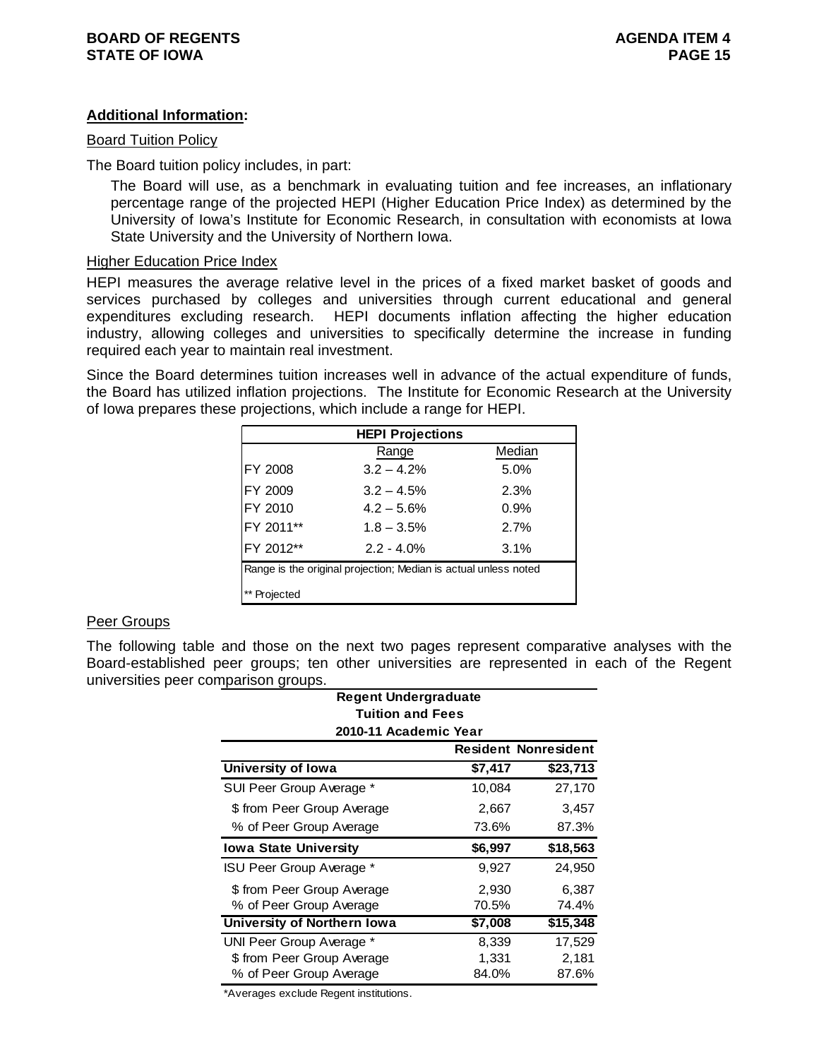**Additional Information:**

Board Tuition Policy

The Board tuition policy includes, in part:

> The Board will use, as a benchmark in evaluating tuition and fee increases, an inflationary percentage range of the projected HEPI (Higher Education Price Index) as determined by the University of Iowa's Institute for Economic Research, in consultation with economists at Iowa State University and the University of Northern Iowa.

Higher Education Price Index

HEPI measures the average relative level in the prices of a fixed market basket of goods and services purchased by colleges and universities through current educational and general expenditures excluding research. HEPI documents inflation affecting the higher education industry, allowing colleges and universities to specifically determine the increase in funding required each year to maintain real investment.

Since the Board determines tuition increases well in advance of the actual expenditure of funds, the Board has utilized inflation projections. The Institute for Economic Research at the University of Iowa prepares these projections, which include a range for HEPI.

| HEPI Projections | | |
|---|---|---|
| | Range | Median |
| FY 2008 | 3.2 – 4.2% | 5.0% |
| FY 2009 | 3.2 – 4.5% | 2.3% |
| FY 2010 | 4.2 – 5.6% | 0.9% |
| FY 2011** | 1.8 – 3.5% | 2.7% |
| FY 2012** | 2.2 - 4.0% | 3.1% |

Range is the original projection; Median is actual unless noted

** Projected

Peer Groups

The following table and those on the next two pages represent comparative analyses with the Board-established peer groups; ten other universities are represented in each of the Regent universities peer comparison groups.

| Regent Undergraduate Tuition and Fees 2010-11 Academic Year | Resident | Nonresident |
|---|---|---|
| **University of Iowa** | **$7,417** | **$23,713** |
| SUI Peer Group Average * | 10,084 | 27,170 |
| $ from Peer Group Average | 2,667 | 3,457 |
| % of Peer Group Average | 73.6% | 87.3% |
| **Iowa State University** | **$6,997** | **$18,563** |
| ISU Peer Group Average * | 9,927 | 24,950 |
| $ from Peer Group Average | 2,930 | 6,387 |
| % of Peer Group Average | 70.5% | 74.4% |
| **University of Northern Iowa** | **$7,008** | **$15,348** |
| UNI Peer Group Average * | 8,339 | 17,529 |
| $ from Peer Group Average | 1,331 | 2,181 |
| % of Peer Group Average | 84.0% | 87.6% |

*Averages exclude Regent institutions.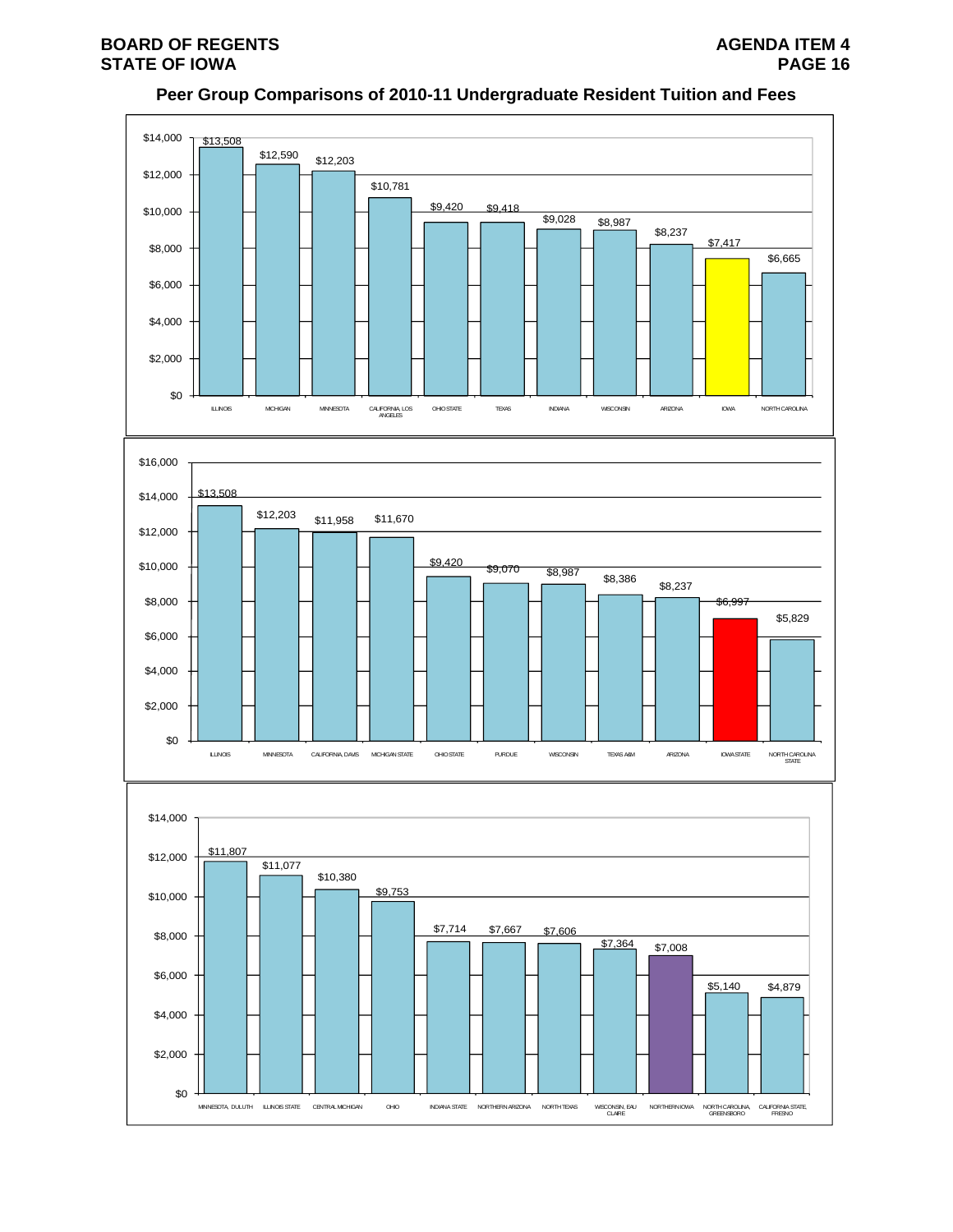## Peer Group Comparisons of 2010-11 Undergraduate Resident Tuition and Fees

| Institution | Tuition and Fees |
|---|---|
| ILLINOIS | $13,508 |
| MICHIGAN | $12,590 |
| MINNESOTA | $12,203 |
| CALIFORNIA, LOS ANGELES | $10,781 |
| OHIO STATE | $9,420 |
| TEXAS | $9,418 |
| INDIANA | $9,028 |
| WISCONSIN | $8,987 |
| ARIZONA | $8,237 |
| IOWA | $7,417 |
| NORTH CAROLINA | $6,665 |

| Institution | Tuition and Fees |
|---|---|
| ILLINOIS | $13,508 |
| MINNESOTA | $12,203 |
| CALIFORNIA, DAVIS | $11,958 |
| MICHIGAN STATE | $11,670 |
| OHIO STATE | $9,420 |
| PURDUE | $9,070 |
| WISCONSIN | $8,987 |
| TEXAS A&M | $8,386 |
| ARIZONA | $8,237 |
| IOWA STATE | $6,997 |
| NORTH CAROLINA STATE | $5,829 |

| Institution | Tuition and Fees |
|---|---|
| MINNESOTA, DULUTH | $11,807 |
| ILLINOIS STATE | $11,077 |
| CENTRAL MICHIGAN | $10,380 |
| OHIO | $9,753 |
| INDIANA STATE | $7,714 |
| NORTHERN ARIZONA | $7,667 |
| NORTH TEXAS | $7,606 |
| WISCONSIN, EAU CLAIRE | $7,364 |
| NORTHERN IOWA | $7,008 |
| NORTH CAROLINA, GREENSBORO | $5,140 |
| CALIFORNIA STATE, FRESNO | $4,879 |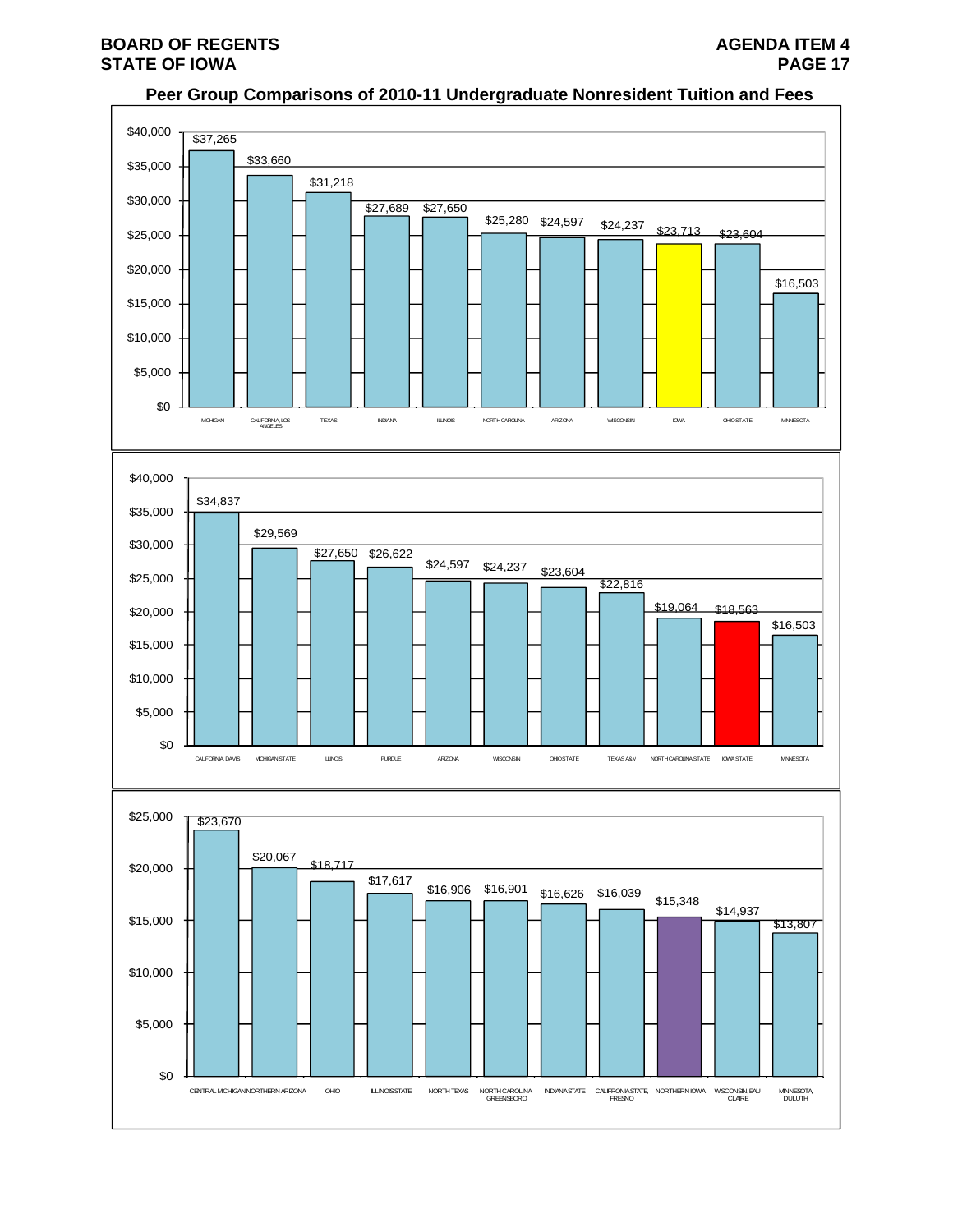## Peer Group Comparisons of 2010-11 Undergraduate Nonresident Tuition and Fees

| Institution | Tuition and Fees |
| --- | --- |
| MICHIGAN | $37,265 |
| CALIFORNIA, LOS ANGELES | $33,660 |
| TEXAS | $31,218 |
| INDIANA | $27,689 |
| ILLINOIS | $27,650 |
| NORTH CAROLINA | $25,280 |
| ARIZONA | $24,597 |
| WISCONSIN | $24,237 |
| IOWA | $23,713 |
| OHIO STATE | $23,604 |
| MINNESOTA | $16,503 |

| Institution | Tuition and Fees |
| --- | --- |
| CALIFORNIA, DAVIS | $34,837 |
| MICHIGAN STATE | $29,569 |
| ILLINOIS | $27,650 |
| PURDUE | $26,622 |
| ARIZONA | $24,597 |
| WISCONSIN | $24,237 |
| OHIO STATE | $23,604 |
| TEXAS A&M | $22,816 |
| NORTH CAROLINA STATE | $19,064 |
| IOWA STATE | $18,563 |
| MINNESOTA | $16,503 |

| Institution | Tuition and Fees |
| --- | --- |
| CENTRAL MICHIGAN | $23,670 |
| NORTHERN ARIZONA | $20,067 |
| OHIO | $18,717 |
| ILLINOIS STATE | $17,617 |
| NORTH TEXAS | $16,906 |
| NORTH CAROLINA GREENSBORO | $16,901 |
| INDIANA STATE | $16,626 |
| CALIFRONIA STATE, FRESNO | $16,039 |
| NORTHERN IOWA | $15,348 |
| WISCONSIN, EAU CLAIRE | $14,937 |
| MINNESOTA DULUTH | $13,807 |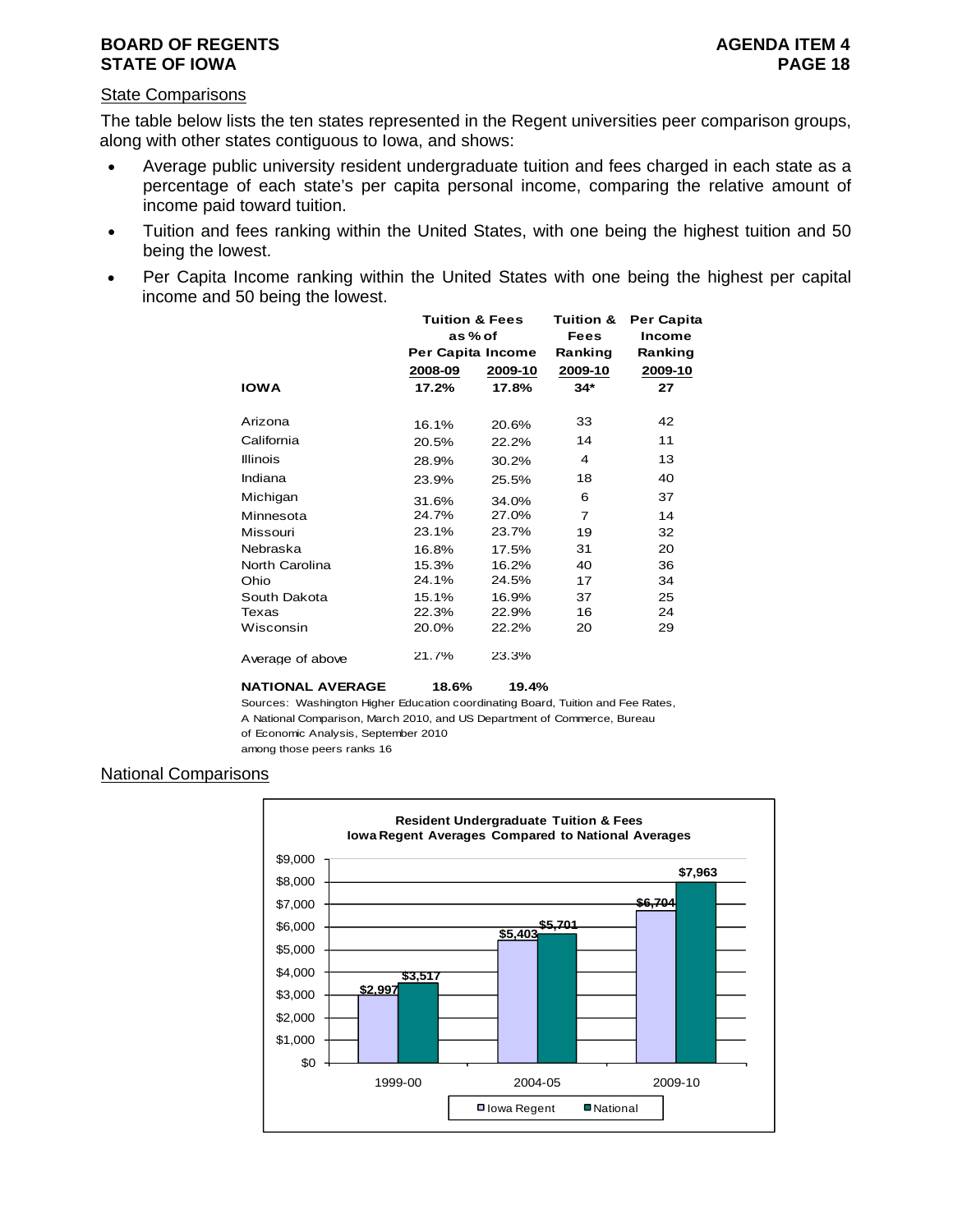## State Comparisons

The table below lists the ten states represented in the Regent universities peer comparison groups, along with other states contiguous to Iowa, and shows:

- Average public university resident undergraduate tuition and fees charged in each state as a percentage of each state's per capita personal income, comparing the relative amount of income paid toward tuition.
- Tuition and fees ranking within the United States, with one being the highest tuition and 50 being the lowest.
- Per Capita Income ranking within the United States with one being the highest per capital income and 50 being the lowest.

| | Tuition & Fees as % of Per Capita Income | | Tuition & Fees Ranking | Per Capita Income Ranking |
|---|---|---|---|---|
| | 2008-09 | 2009-10 | 2009-10 | 2009-10 |
| **IOWA** | **17.2%** | **17.8%** | **34*** | **27** |
| Arizona | 16.1% | 20.6% | 33 | 42 |
| California | 20.5% | 22.2% | 14 | 11 |
| Illinois | 28.9% | 30.2% | 4 | 13 |
| Indiana | 23.9% | 25.5% | 18 | 40 |
| Michigan | 31.6% | 34.0% | 6 | 37 |
| Minnesota | 24.7% | 27.0% | 7 | 14 |
| Missouri | 23.1% | 23.7% | 19 | 32 |
| Nebraska | 16.8% | 17.5% | 31 | 20 |
| North Carolina | 15.3% | 16.2% | 40 | 36 |
| Ohio | 24.1% | 24.5% | 17 | 34 |
| South Dakota | 15.1% | 16.9% | 37 | 25 |
| Texas | 22.3% | 22.9% | 16 | 24 |
| Wisconsin | 20.0% | 22.2% | 20 | 29 |
| Average of above | 21.7% | 23.3% | | |
| **NATIONAL AVERAGE** | **18.6%** | **19.4%** | | |

Sources: Washington Higher Education coordinating Board, Tuition and Fee Rates, A National Comparison, March 2010, and US Department of Commerce, Bureau of Economic Analysis, September 2010

among those peers ranks 16

## National Comparisons

**Resident Undergraduate Tuition & Fees**
**Iowa Regent Averages Compared to National Averages**

$9,000
$8,000
$7,000
$6,000
$5,000
$4,000
$3,000
$2,000
$1,000
$0

1999-00: $2,997 $3,517
2004-05: $5,403 $5,701
2009-10: $6,704 $7,963

Iowa Regent
National